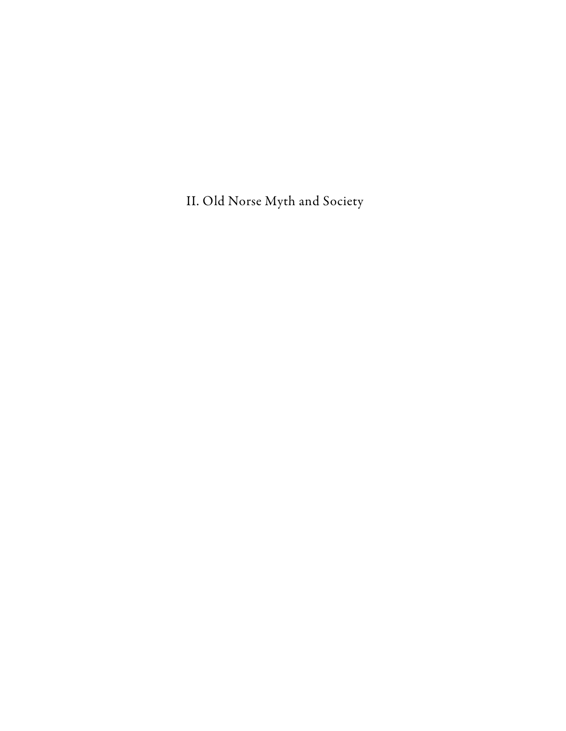# II. Old Norse Myth and Society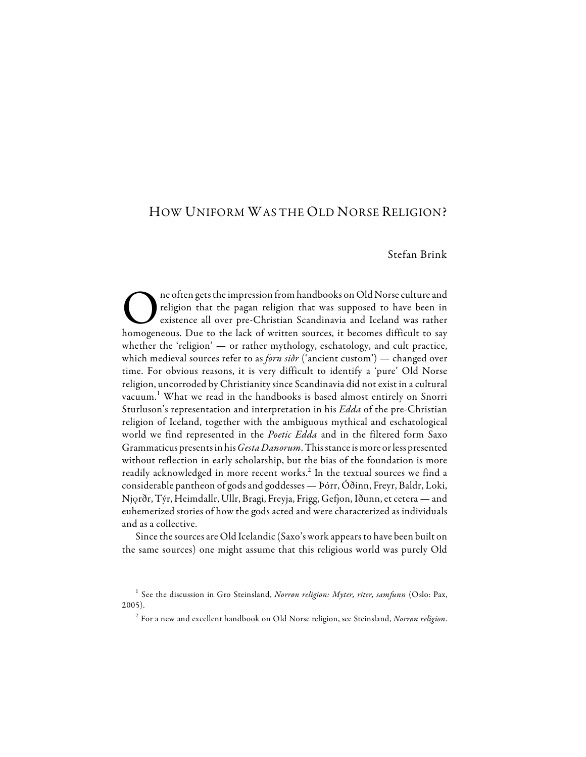# How Uniform Was the Old Norse Religion?

Stefan Brink

One often gets the impression from handbooks on Old Norse culture and religion that the pagan religion that was supposed to have been in existence all over pre-Christian Scandinavia and Iceland was rather homogeneous. Due to the lack of written sources, it becomes difficult to say whether the 'religion' — or rather mythology, eschatology, and cult practice, which medieval sources refer to as *forn siðr* ('ancient custom') — changed over time. For obvious reasons, it is very difficult to identify a 'pure' Old Norse religion, uncorroded by Christianity since Scandinavia did not exist in a cultural vacuum.[1] What we read in the handbooks is based almost entirely on Snorri Sturluson's representation and interpretation in his *Edda* of the pre-Christian religion of Iceland, together with the ambiguous mythical and eschatological world we find represented in the *Poetic Edda* and in the filtered form Saxo Grammaticus presents in his *Gesta Danorum*. This stance is more or less presented without reflection in early scholarship, but the bias of the foundation is more readily acknowledged in more recent works.[2] In the textual sources we find a considerable pantheon of gods and goddesses — Þórr, Óðinn, Freyr, Baldr, Loki, Njǫrðr, Týr, Heimdallr, Ullr, Bragi, Freyja, Frigg, Gefjon, Iðunn, et cetera — and euhemerized stories of how the gods acted and were characterized as individuals and as a collective.

Since the sources are Old Icelandic (Saxo's work appears to have been built on the same sources) one might assume that this religious world was purely Old

[1] See the discussion in Gro Steinsland, *Norrøn religion: Myter, riter, samfunn* (Oslo: Pax, 2005).

[2] For a new and excellent handbook on Old Norse religion, see Steinsland, *Norrøn religion*.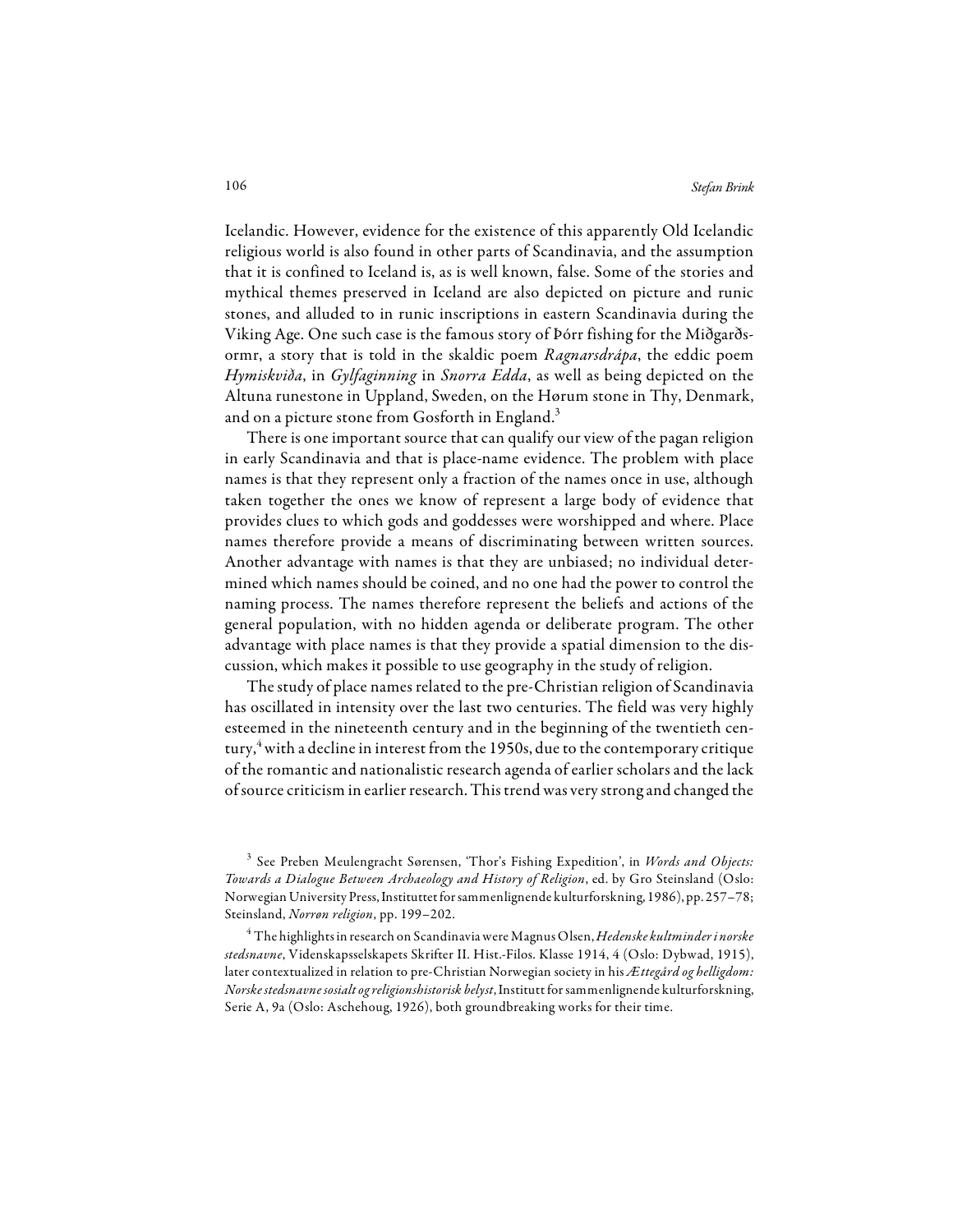Icelandic. However, evidence for the existence of this apparently Old Icelandic religious world is also found in other parts of Scandinavia, and the assumption that it is confined to Iceland is, as is well known, false. Some of the stories and mythical themes preserved in Iceland are also depicted on picture and runic stones, and alluded to in runic inscriptions in eastern Scandinavia during the Viking Age. One such case is the famous story of Þórr fishing for the Miðgarðsormr, a story that is told in the skaldic poem *Ragnarsdrápa*, the eddic poem *Hymiskviða*, in *Gylfaginning* in *Snorra Edda*, as well as being depicted on the Altuna runestone in Uppland, Sweden, on the Hørum stone in Thy, Denmark, and on a picture stone from Gosforth in England.[3]

There is one important source that can qualify our view of the pagan religion in early Scandinavia and that is place-name evidence. The problem with place names is that they represent only a fraction of the names once in use, although taken together the ones we know of represent a large body of evidence that provides clues to which gods and goddesses were worshipped and where. Place names therefore provide a means of discriminating between written sources. Another advantage with names is that they are unbiased; no individual determined which names should be coined, and no one had the power to control the naming process. The names therefore represent the beliefs and actions of the general population, with no hidden agenda or deliberate program. The other advantage with place names is that they provide a spatial dimension to the discussion, which makes it possible to use geography in the study of religion.

The study of place names related to the pre-Christian religion of Scandinavia has oscillated in intensity over the last two centuries. The field was very highly esteemed in the nineteenth century and in the beginning of the twentieth century,[4] with a decline in interest from the 1950s, due to the contemporary critique of the romantic and nationalistic research agenda of earlier scholars and the lack of source criticism in earlier research. This trend was very strong and changed the

[3] See Preben Meulengracht Sørensen, 'Thor's Fishing Expedition', in *Words and Objects: Towards a Dialogue Between Archaeology and History of Religion*, ed. by Gro Steinsland (Oslo: Norwegian University Press, Instituttet for sammenlignende kulturforskning, 1986), pp. 257–78; Steinsland, *Norrøn religion*, pp. 199–202.

[4] The highlights in research on Scandinavia were Magnus Olsen, *Hedenske kultminder i norske stedsnavne*, Videnskapsselskapets Skrifter II. Hist.-Filos. Klasse 1914, 4 (Oslo: Dybwad, 1915), later contextualized in relation to pre-Christian Norwegian society in his *Ættegård og helligdom: Norske stedsnavne sosialt og religionshistorisk belyst*, Institutt for sammenlignende kulturforskning, Serie A, 9a (Oslo: Aschehoug, 1926), both groundbreaking works for their time.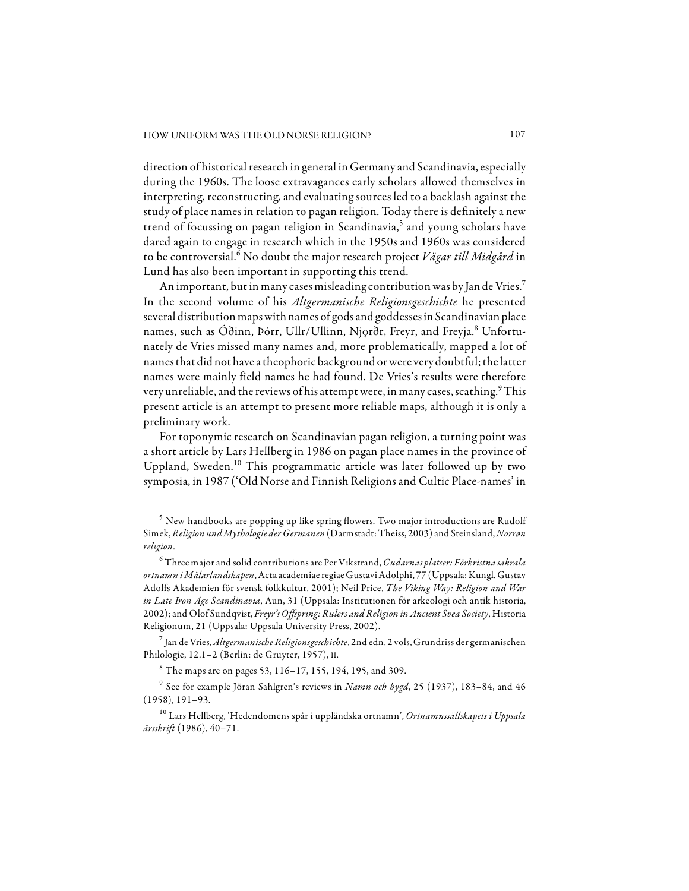direction of historical research in general in Germany and Scandinavia, especially during the 1960s. The loose extravagances early scholars allowed themselves in interpreting, reconstructing, and evaluating sources led to a backlash against the study of place names in relation to pagan religion. Today there is definitely a new trend of focussing on pagan religion in Scandinavia,[5] and young scholars have dared again to engage in research which in the 1950s and 1960s was considered to be controversial.[6] No doubt the major research project *Vägar till Midgård* in Lund has also been important in supporting this trend.

An important, but in many cases misleading contribution was by Jan de Vries.[7] In the second volume of his *Altgermanische Religionsgeschichte* he presented several distribution maps with names of gods and goddesses in Scandinavian place names, such as Óðinn, Þórr, Ullr/Ullinn, Njǫrðr, Freyr, and Freyja.[8] Unfortunately de Vries missed many names and, more problematically, mapped a lot of names that did not have a theophoric background or were very doubtful; the latter names were mainly field names he had found. De Vries's results were therefore very unreliable, and the reviews of his attempt were, in many cases, scathing.[9] This present article is an attempt to present more reliable maps, although it is only a preliminary work.

For toponymic research on Scandinavian pagan religion, a turning point was a short article by Lars Hellberg in 1986 on pagan place names in the province of Uppland, Sweden.[10] This programmatic article was later followed up by two symposia, in 1987 ('Old Norse and Finnish Religions and Cultic Place-names' in

[5] New handbooks are popping up like spring flowers. Two major introductions are Rudolf Simek, *Religion und Mythologie der Germanen* (Darmstadt: Theiss, 2003) and Steinsland, *Norrøn religion*.

[6] Three major and solid contributions are Per Vikstrand, *Gudarnas platser: Förkristna sakrala ortnamn i Mälarlandskapen*, Acta academiae regiae Gustavi Adolphi, 77 (Uppsala: Kungl. Gustav Adolfs Akademien för svensk folkkultur, 2001); Neil Price, *The Viking Way: Religion and War in Late Iron Age Scandinavia*, Aun, 31 (Uppsala: Institutionen för arkeologi och antik historia, 2002); and Olof Sundqvist, *Freyr's Offspring: Rulers and Religion in Ancient Svea Society*, Historia Religionum, 21 (Uppsala: Uppsala University Press, 2002).

[7] Jan de Vries, *Altgermanische Religionsgeschichte*, 2nd edn, 2 vols, Grundriss der germanischen Philologie, 12.1–2 (Berlin: de Gruyter, 1957), II.

[8] The maps are on pages 53, 116–17, 155, 194, 195, and 309.

[9] See for example Jöran Sahlgren's reviews in *Namn och bygd*, 25 (1937), 183–84, and 46 (1958), 191–93.

[10] Lars Hellberg, 'Hedendomens spår i uppländska ortnamn', *Ortnamnssällskapets i Uppsala årsskrift* (1986), 40–71.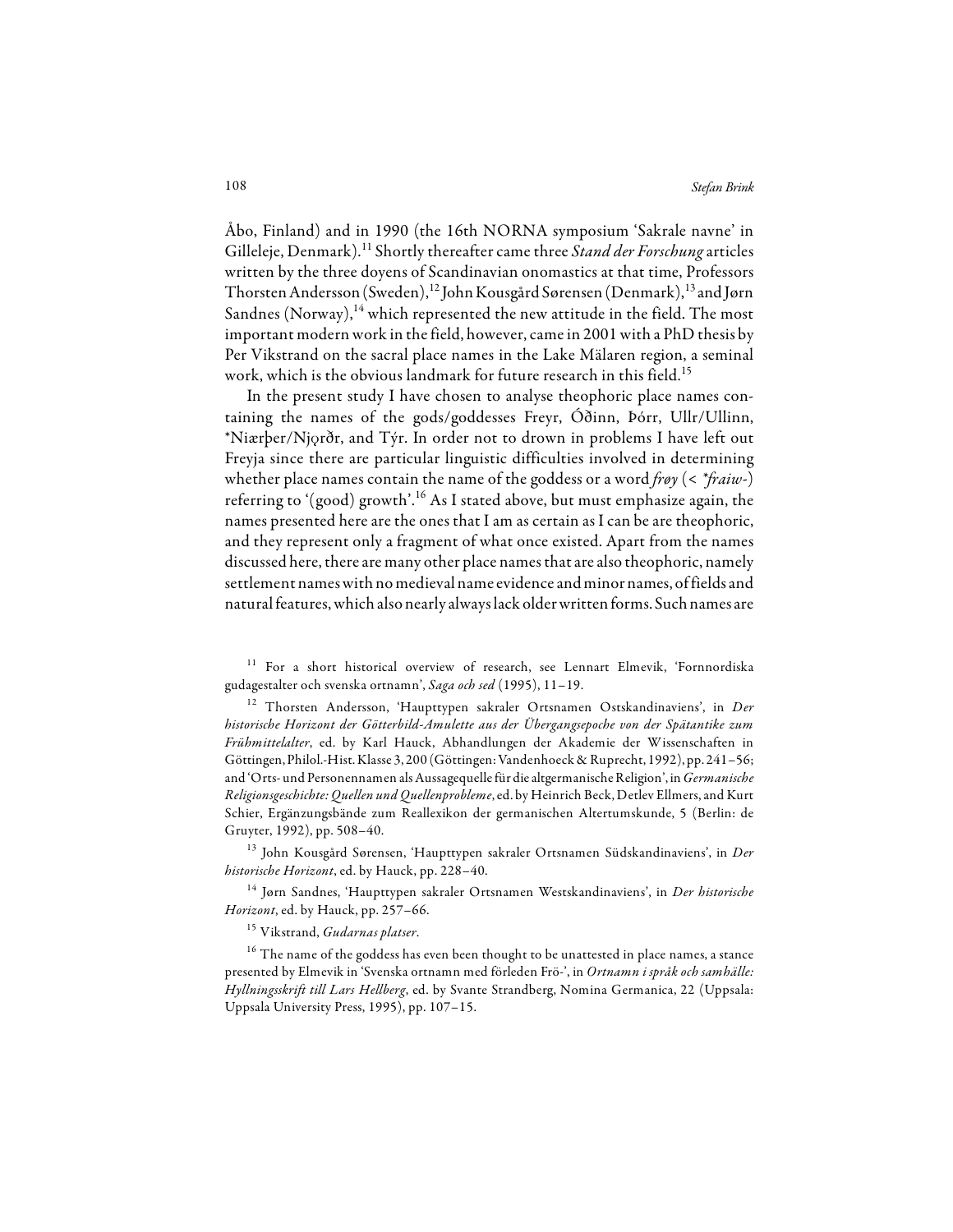Åbo, Finland) and in 1990 (the 16th NORNA symposium 'Sakrale navne' in Gilleleje, Denmark).[11] Shortly thereafter came three *Stand der Forschung* articles written by the three doyens of Scandinavian onomastics at that time, Professors Thorsten Andersson (Sweden),[12] John Kousgård Sørensen (Denmark),[13] and Jørn Sandnes (Norway),[14] which represented the new attitude in the field. The most important modern work in the field, however, came in 2001 with a PhD thesis by Per Vikstrand on the sacral place names in the Lake Mälaren region, a seminal work, which is the obvious landmark for future research in this field.[15]

In the present study I have chosen to analyse theophoric place names containing the names of the gods/goddesses Freyr, Óðinn, Þórr, Ullr/Ullinn, *Niærþer/Njǫrðr, and Týr. In order not to drown in problems I have left out Freyja since there are particular linguistic difficulties involved in determining whether place names contain the name of the goddess or a word *frøy* (< **fraiw-*) referring to '(good) growth'.[16] As I stated above, but must emphasize again, the names presented here are the ones that I am as certain as I can be are theophoric, and they represent only a fragment of what once existed. Apart from the names discussed here, there are many other place names that are also theophoric, namely settlement names with no medieval name evidence and minor names, of fields and natural features, which also nearly always lack older written forms. Such names are

[11] For a short historical overview of research, see Lennart Elmevik, 'Fornnordiska gudagestalter och svenska ortnamn', *Saga och sed* (1995), 11–19.

[12] Thorsten Andersson, 'Haupttypen sakraler Ortsnamen Ostskandinaviens', in *Der historische Horizont der Götterbild-Amulette aus der Übergangsepoche von der Spätantike zum Frühmittelalter*, ed. by Karl Hauck, Abhandlungen der Akademie der Wissenschaften in Göttingen, Philol.-Hist. Klasse 3, 200 (Göttingen: Vandenhoeck & Ruprecht, 1992), pp. 241–56; and 'Orts- und Personennamen als Aussagequelle für die altgermanische Religion', in *Germanische Religionsgeschichte: Quellen und Quellenprobleme*, ed. by Heinrich Beck, Detlev Ellmers, and Kurt Schier, Ergänzungsbände zum Reallexikon der germanischen Altertumskunde, 5 (Berlin: de Gruyter, 1992), pp. 508–40.

[13] John Kousgård Sørensen, 'Haupttypen sakraler Ortsnamen Südskandinaviens', in *Der historische Horizont*, ed. by Hauck, pp. 228–40.

[14] Jørn Sandnes, 'Haupttypen sakraler Ortsnamen Westskandinaviens', in *Der historische Horizont*, ed. by Hauck, pp. 257–66.

[15] Vikstrand, *Gudarnas platser*.

[16] The name of the goddess has even been thought to be unattested in place names, a stance presented by Elmevik in 'Svenska ortnamn med förleden Frö-', in *Ortnamn i språk och samhälle: Hyllningsskrift till Lars Hellberg*, ed. by Svante Strandberg, Nomina Germanica, 22 (Uppsala: Uppsala University Press, 1995), pp. 107–15.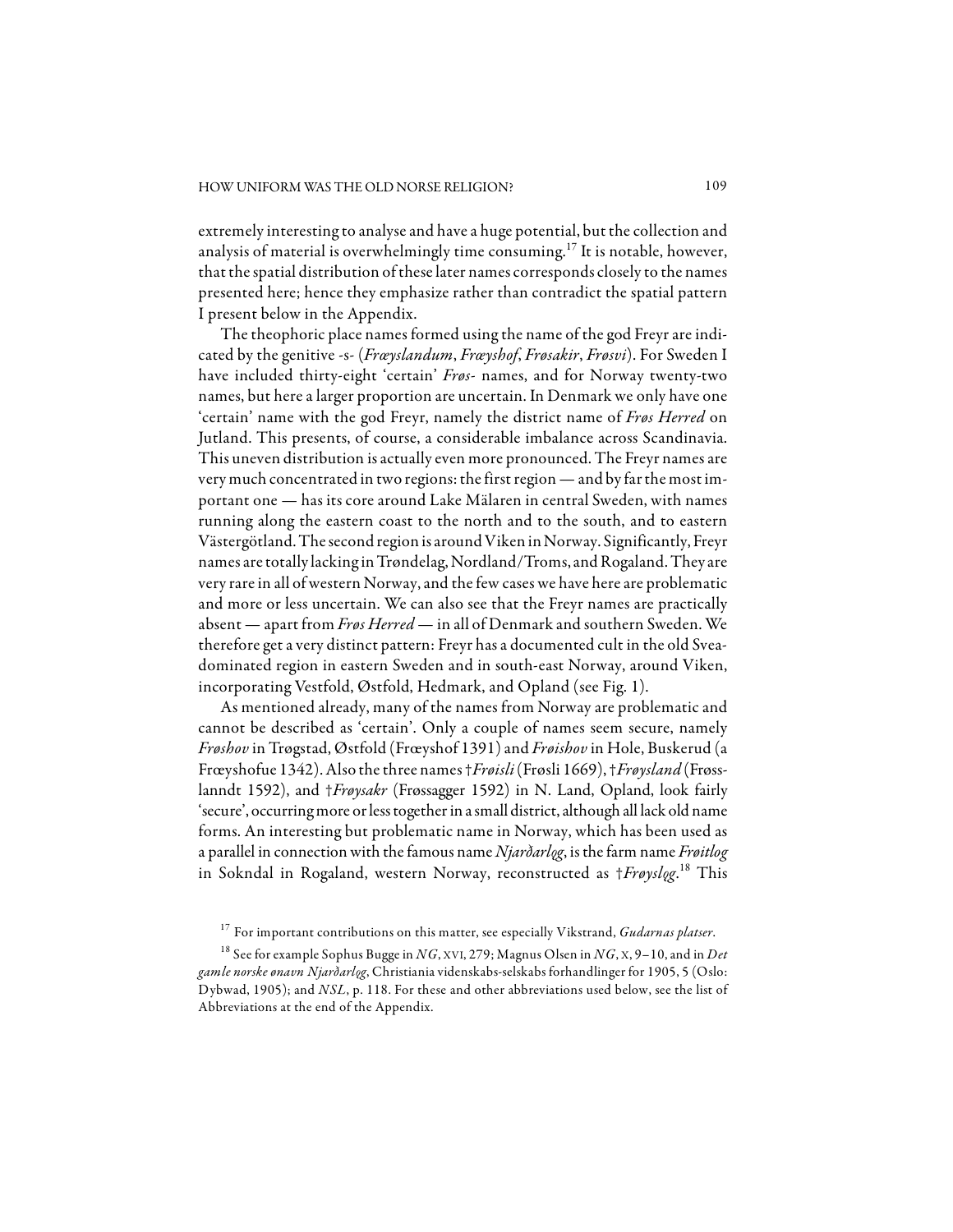extremely interesting to analyse and have a huge potential, but the collection and analysis of material is overwhelmingly time consuming.[17] It is notable, however, that the spatial distribution of these later names corresponds closely to the names presented here; hence they emphasize rather than contradict the spatial pattern I present below in the Appendix.

The theophoric place names formed using the name of the god Freyr are indicated by the genitive -s- (*Fræyslandum*, *Fræyshof*, *Frøsakir*, *Frøsvi*). For Sweden I have included thirty-eight 'certain' *Frøs-* names, and for Norway twenty-two names, but here a larger proportion are uncertain. In Denmark we only have one 'certain' name with the god Freyr, namely the district name of *Frøs Herred* on Jutland. This presents, of course, a considerable imbalance across Scandinavia. This uneven distribution is actually even more pronounced. The Freyr names are very much concentrated in two regions: the first region — and by far the most important one — has its core around Lake Mälaren in central Sweden, with names running along the eastern coast to the north and to the south, and to eastern Västergötland. The second region is around Viken in Norway. Significantly, Freyr names are totally lacking in Trøndelag, Nordland/Troms, and Rogaland. They are very rare in all of western Norway, and the few cases we have here are problematic and more or less uncertain. We can also see that the Freyr names are practically absent — apart from *Frøs Herred* — in all of Denmark and southern Sweden. We therefore get a very distinct pattern: Freyr has a documented cult in the old Svea-dominated region in eastern Sweden and in south-east Norway, around Viken, incorporating Vestfold, Østfold, Hedmark, and Opland (see Fig. 1).

As mentioned already, many of the names from Norway are problematic and cannot be described as 'certain'. Only a couple of names seem secure, namely *Frøshov* in Trøgstad, Østfold (Fræyshof 1391) and *Frøishov* in Hole, Buskerud (a Fræyshofue 1342). Also the three names †*Frøisli* (Frøsli 1669), †*Frøysland* (Frøsslanndt 1592), and †*Frøysakr* (Frøssagger 1592) in N. Land, Opland, look fairly 'secure', occurring more or less together in a small district, although all lack old name forms. An interesting but problematic name in Norway, which has been used as a parallel in connection with the famous name *Njarðarlǫg*, is the farm name *Frøitlog* in Sokndal in Rogaland, western Norway, reconstructed as †*Frøyslǫg*.[18] This

[17] For important contributions on this matter, see especially Vikstrand, *Gudarnas platser*.

[18] See for example Sophus Bugge in *NG*, XVI, 279; Magnus Olsen in *NG*, X, 9–10, and in *Det gamle norske ønavn Njarðarlǫg*, Christiania videnskabs-selskabs forhandlinger for 1905, 5 (Oslo: Dybwad, 1905); and *NSL*, p. 118. For these and other abbreviations used below, see the list of Abbreviations at the end of the Appendix.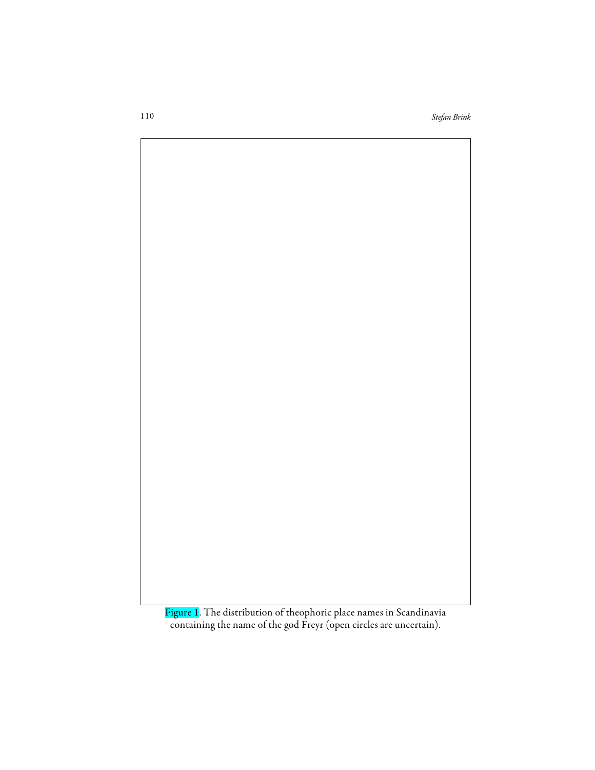Figure 1. The distribution of theophoric place names in Scandinavia containing the name of the god Freyr (open circles are uncertain).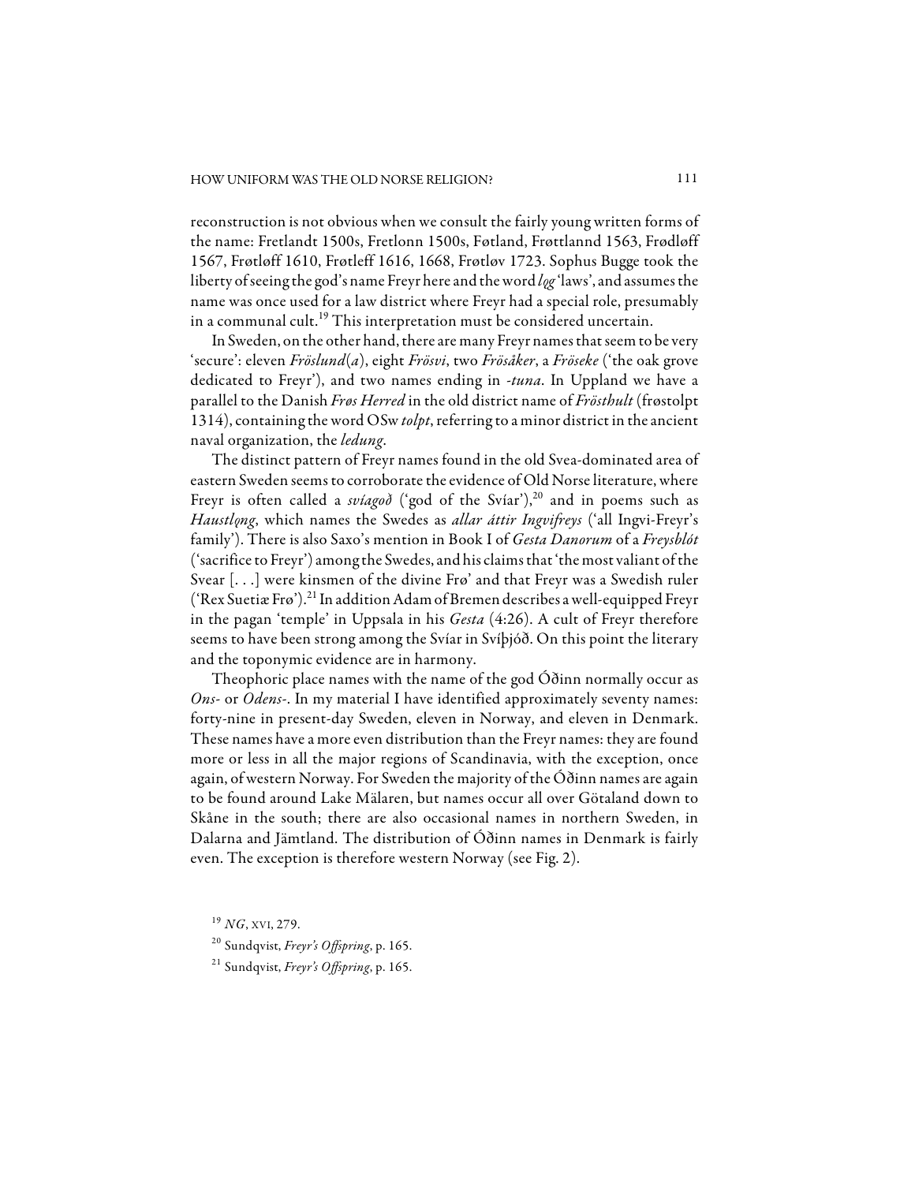reconstruction is not obvious when we consult the fairly young written forms of the name: Fretlandt 1500s, Fretlonn 1500s, Føtland, Frøttlannd 1563, Frødløff 1567, Frøtløff 1610, Frøtleff 1616, 1668, Frøtløv 1723. Sophus Bugge took the liberty of seeing the god's name Freyr here and the word *lǫg* 'laws', and assumes the name was once used for a law district where Freyr had a special role, presumably in a communal cult.[19] This interpretation must be considered uncertain.

In Sweden, on the other hand, there are many Freyr names that seem to be very 'secure': eleven *Fröslund(a)*, eight *Frösvi*, two *Frösåker*, a *Fröseke* ('the oak grove dedicated to Freyr'), and two names ending in *-tuna*. In Uppland we have a parallel to the Danish *Frøs Herred* in the old district name of *Frösthult* (frøstolpt 1314), containing the word OSw *tolpt*, referring to a minor district in the ancient naval organization, the *ledung*.

The distinct pattern of Freyr names found in the old Svea-dominated area of eastern Sweden seems to corroborate the evidence of Old Norse literature, where Freyr is often called a *svíagoð* ('god of the Svíar'),[20] and in poems such as *Haustlǫng*, which names the Swedes as *allar áttir Ingvifreys* ('all Ingvi-Freyr's family'). There is also Saxo's mention in Book I of *Gesta Danorum* of a *Freysblót* ('sacrifice to Freyr') among the Swedes, and his claims that 'the most valiant of the Svear [. . .] were kinsmen of the divine Frø' and that Freyr was a Swedish ruler ('Rex Suetiæ Frø').[21] In addition Adam of Bremen describes a well-equipped Freyr in the pagan 'temple' in Uppsala in his *Gesta* (4:26). A cult of Freyr therefore seems to have been strong among the Svíar in Svíþjóð. On this point the literary and the toponymic evidence are in harmony.

Theophoric place names with the name of the god Óðinn normally occur as *Ons-* or *Odens-*. In my material I have identified approximately seventy names: forty-nine in present-day Sweden, eleven in Norway, and eleven in Denmark. These names have a more even distribution than the Freyr names: they are found more or less in all the major regions of Scandinavia, with the exception, once again, of western Norway. For Sweden the majority of the Óðinn names are again to be found around Lake Mälaren, but names occur all over Götaland down to Skåne in the south; there are also occasional names in northern Sweden, in Dalarna and Jämtland. The distribution of Óðinn names in Denmark is fairly even. The exception is therefore western Norway (see Fig. 2).

[19] *NG*, XVI, 279.

[20] Sundqvist, *Freyr's Offspring*, p. 165.

[21] Sundqvist, *Freyr's Offspring*, p. 165.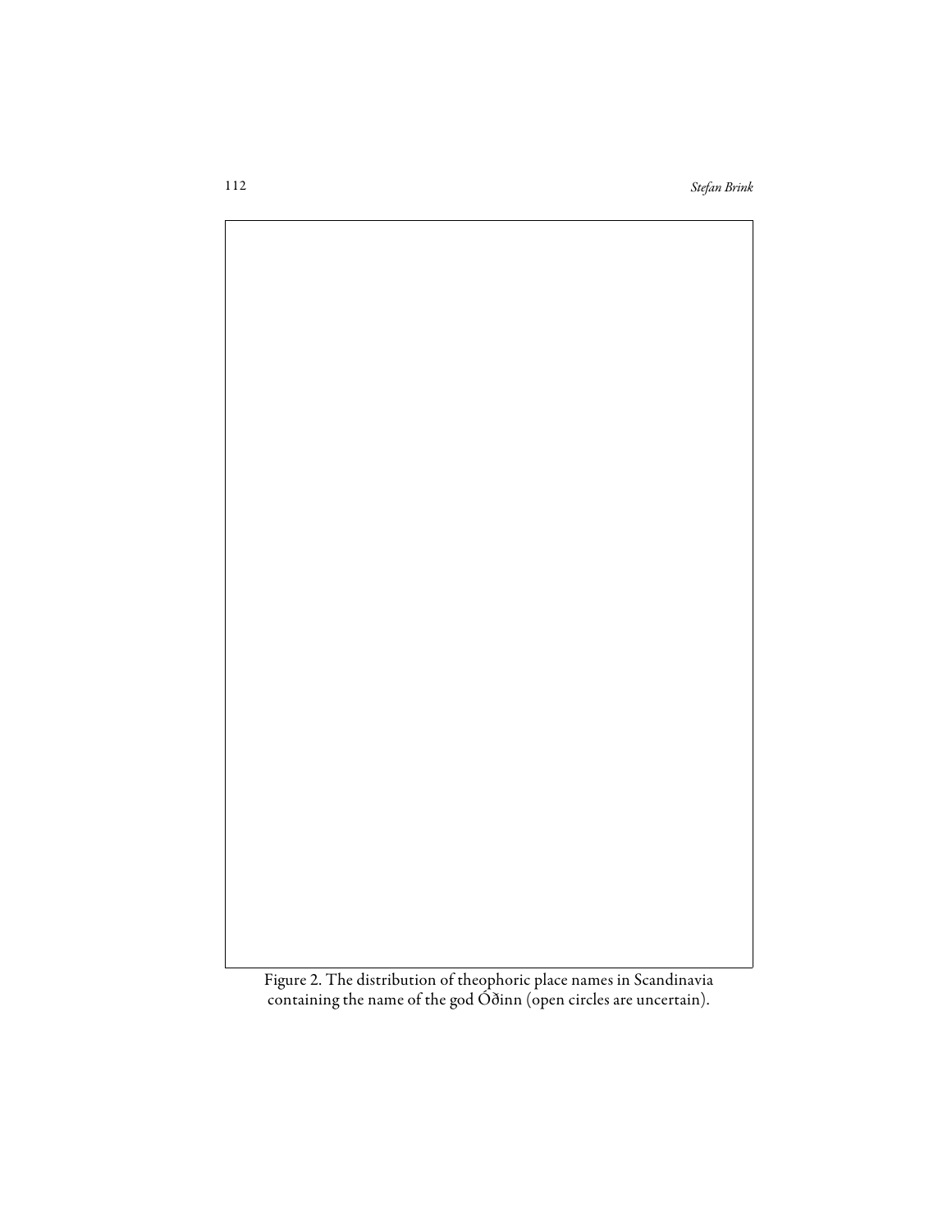Figure 2. The distribution of theophoric place names in Scandinavia containing the name of the god Óðinn (open circles are uncertain).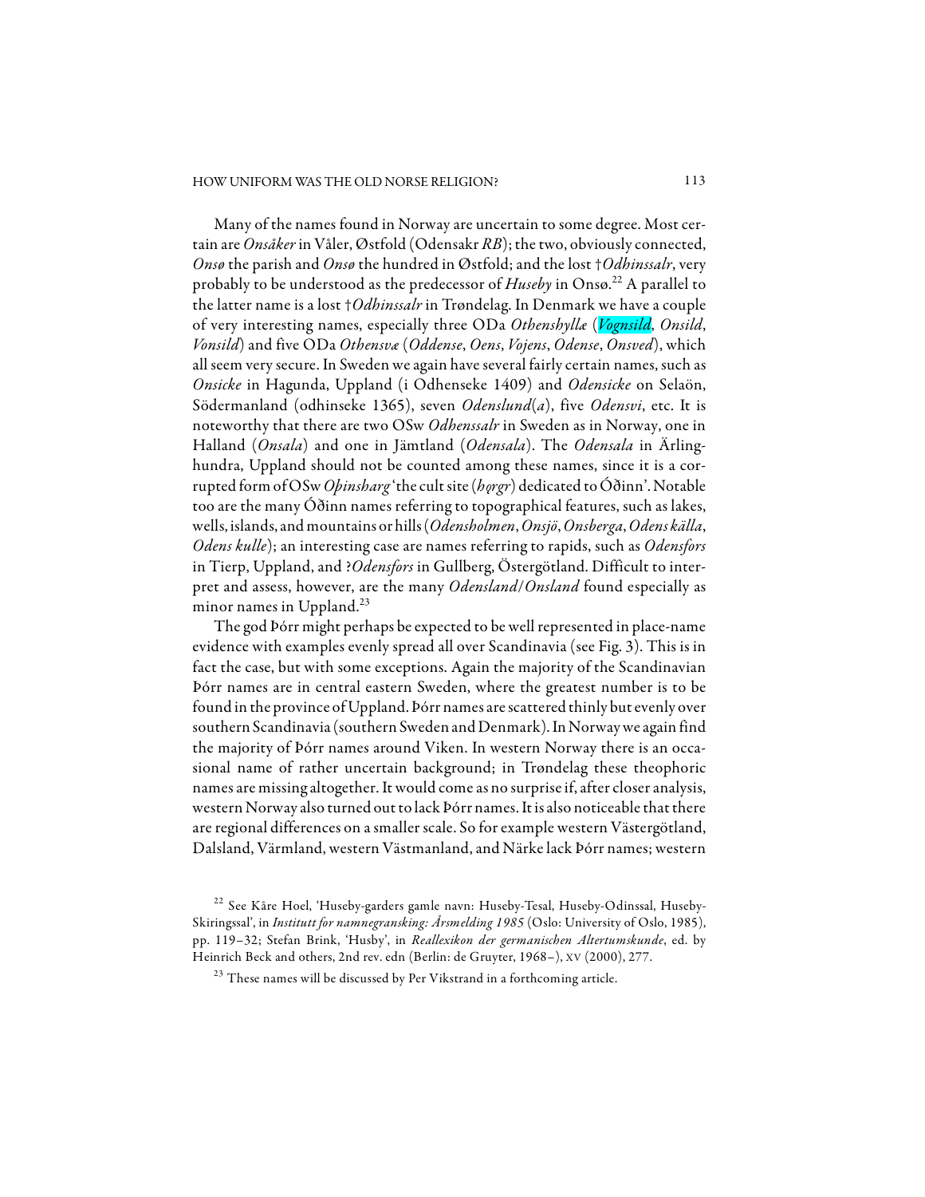Many of the names found in Norway are uncertain to some degree. Most certain are *Onsåker* in Våler, Østfold (Odensakr *RB*); the two, obviously connected, *Onsø* the parish and *Onsø* the hundred in Østfold; and the lost †*Odhinssalr*, very probably to be understood as the predecessor of *Huseby* in Onsø.[22] A parallel to the latter name is a lost †*Odhinssalr* in Trøndelag. In Denmark we have a couple of very interesting names, especially three ODa *Othenshyllæ* (*Vognsild*, *Onsild*, *Vonsild*) and five ODa *Othensvæ* (*Oddense*, *Oens*, *Vojens*, *Odense*, *Onsved*), which all seem very secure. In Sweden we again have several fairly certain names, such as *Onsicke* in Hagunda, Uppland (i Odhenseke 1409) and *Odensicke* on Selaön, Södermanland (odhinseke 1365), seven *Odenslund*(*a*), five *Odensvi*, etc. It is noteworthy that there are two OSw *Odhenssalr* in Sweden as in Norway, one in Halland (*Onsala*) and one in Jämtland (*Odensala*). The *Odensala* in Ärlinghundra, Uppland should not be counted among these names, since it is a corrupted form of OSw *Oþinsharg* 'the cult site (*hǫrgr*) dedicated to Óðinn'. Notable too are the many Óðinn names referring to topographical features, such as lakes, wells, islands, and mountains or hills (*Odensholmen*, *Onsjö*, *Onsberga*, *Odens källa*, *Odens kulle*); an interesting case are names referring to rapids, such as *Odensfors* in Tierp, Uppland, and ?*Odensfors* in Gullberg, Östergötland. Difficult to interpret and assess, however, are the many *Odensland*/*Onsland* found especially as minor names in Uppland.[23]

The god Þórr might perhaps be expected to be well represented in place-name evidence with examples evenly spread all over Scandinavia (see Fig. 3). This is in fact the case, but with some exceptions. Again the majority of the Scandinavian Þórr names are in central eastern Sweden, where the greatest number is to be found in the province of Uppland. Þórr names are scattered thinly but evenly over southern Scandinavia (southern Sweden and Denmark). In Norway we again find the majority of Þórr names around Viken. In western Norway there is an occasional name of rather uncertain background; in Trøndelag these theophoric names are missing altogether. It would come as no surprise if, after closer analysis, western Norway also turned out to lack Þórr names. It is also noticeable that there are regional differences on a smaller scale. So for example western Västergötland, Dalsland, Värmland, western Västmanland, and Närke lack Þórr names; western

[22] See Kåre Hoel, 'Huseby-garders gamle navn: Huseby-Tesal, Huseby-Odinssal, Huseby-Skiringssal', in *Institutt for namnegransking: Årsmelding 1985* (Oslo: University of Oslo, 1985), pp. 119–32; Stefan Brink, 'Husby', in *Reallexikon der germanischen Altertumskunde*, ed. by Heinrich Beck and others, 2nd rev. edn (Berlin: de Gruyter, 1968–), XV (2000), 277.

[23] These names will be discussed by Per Vikstrand in a forthcoming article.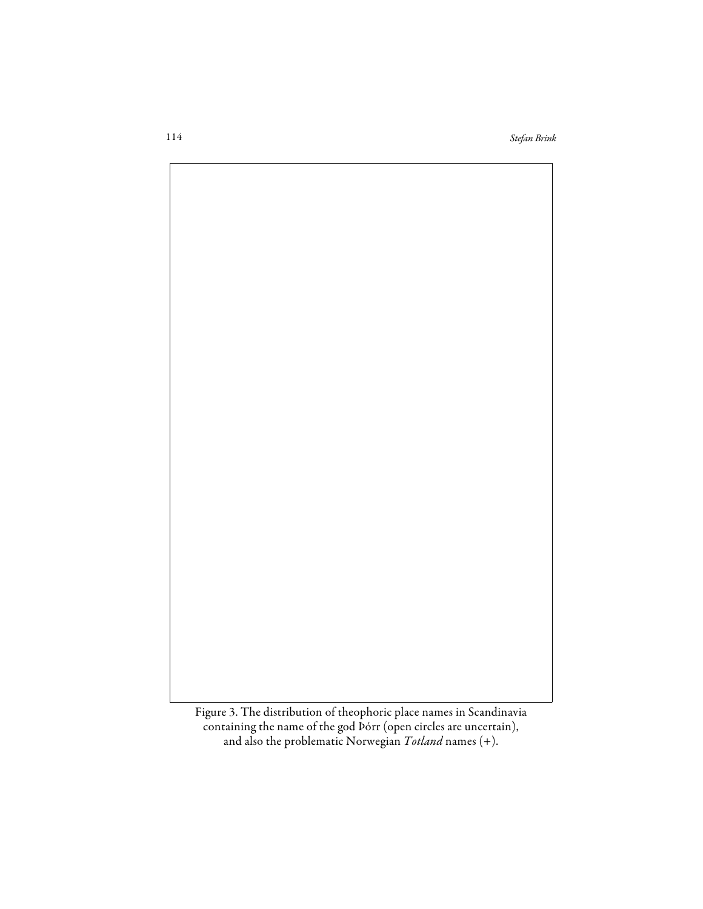Figure 3. The distribution of theophoric place names in Scandinavia containing the name of the god Þórr (open circles are uncertain), and also the problematic Norwegian *Totland* names (+).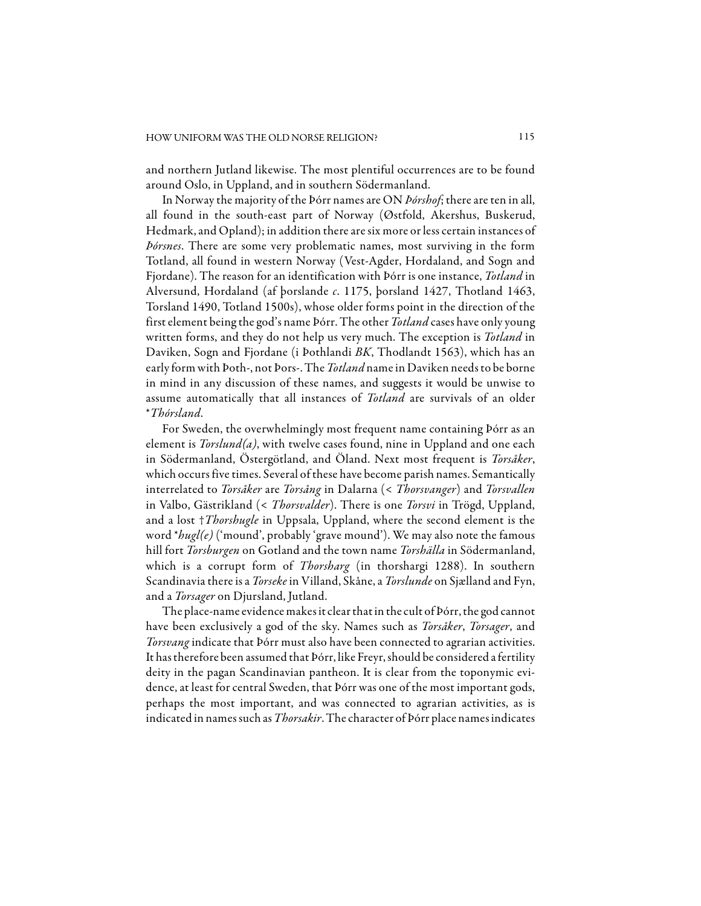and northern Jutland likewise. The most plentiful occurrences are to be found around Oslo, in Uppland, and in southern Södermanland.

In Norway the majority of the Þórr names are ON *Þórshof*; there are ten in all, all found in the south-east part of Norway (Østfold, Akershus, Buskerud, Hedmark, and Opland); in addition there are six more or less certain instances of *Þórsnes*. There are some very problematic names, most surviving in the form Totland, all found in western Norway (Vest-Agder, Hordaland, and Sogn and Fjordane). The reason for an identification with Þórr is one instance, *Totland* in Alversund, Hordaland (af þorslande *c*. 1175, þorsland 1427, Thotland 1463, Torsland 1490, Totland 1500s), whose older forms point in the direction of the first element being the god's name Þórr. The other *Totland* cases have only young written forms, and they do not help us very much. The exception is *Totland* in Daviken, Sogn and Fjordane (i Þothlandi *BK*, Thodlandt 1563), which has an early form with Þoth-, not Þors-. The *Totland* name in Daviken needs to be borne in mind in any discussion of these names, and suggests it would be unwise to assume automatically that all instances of *Totland* are survivals of an older \**Thórsland*.

For Sweden, the overwhelmingly most frequent name containing Þórr as an element is *Torslund(a)*, with twelve cases found, nine in Uppland and one each in Södermanland, Östergötland, and Öland. Next most frequent is *Torsåker*, which occurs five times. Several of these have become parish names. Semantically interrelated to *Torsåker* are *Torsång* in Dalarna (< *Thorsvanger*) and *Torsvallen* in Valbo, Gästrikland (< *Thorsvalder*). There is one *Torsvi* in Trögd, Uppland, and a lost †*Thorshugle* in Uppsala, Uppland, where the second element is the word \**hugl(e)* ('mound', probably 'grave mound'). We may also note the famous hill fort *Torsburgen* on Gotland and the town name *Torshälla* in Södermanland, which is a corrupt form of *Thorsharg* (in thorshargi 1288). In southern Scandinavia there is a *Torseke* in Villand, Skåne, a *Torslunde* on Sjælland and Fyn, and a *Torsager* on Djursland, Jutland.

The place-name evidence makes it clear that in the cult of Þórr, the god cannot have been exclusively a god of the sky. Names such as *Torsåker*, *Torsager*, and *Torsvang* indicate that Þórr must also have been connected to agrarian activities. It has therefore been assumed that Þórr, like Freyr, should be considered a fertility deity in the pagan Scandinavian pantheon. It is clear from the toponymic evidence, at least for central Sweden, that Þórr was one of the most important gods, perhaps the most important, and was connected to agrarian activities, as is indicated in names such as *Thorsakir*. The character of Þórr place names indicates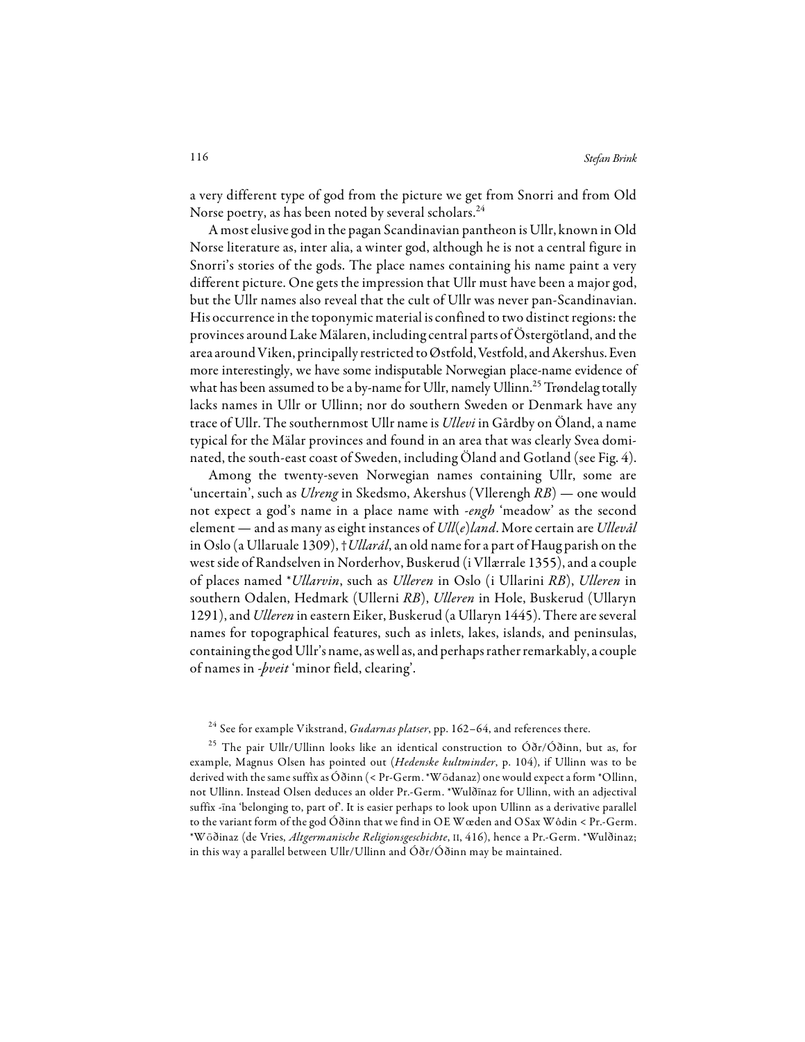a very different type of god from the picture we get from Snorri and from Old Norse poetry, as has been noted by several scholars.[24]

A most elusive god in the pagan Scandinavian pantheon is Ullr, known in Old Norse literature as, inter alia, a winter god, although he is not a central figure in Snorri's stories of the gods. The place names containing his name paint a very different picture. One gets the impression that Ullr must have been a major god, but the Ullr names also reveal that the cult of Ullr was never pan-Scandinavian. His occurrence in the toponymic material is confined to two distinct regions: the provinces around Lake Mälaren, including central parts of Östergötland, and the area around Viken, principally restricted to Østfold, Vestfold, and Akershus. Even more interestingly, we have some indisputable Norwegian place-name evidence of what has been assumed to be a by-name for Ullr, namely Ullinn.[25] Trøndelag totally lacks names in Ullr or Ullinn; nor do southern Sweden or Denmark have any trace of Ullr. The southernmost Ullr name is *Ullevi* in Gårdby on Öland, a name typical for the Mälar provinces and found in an area that was clearly Svea dominated, the south-east coast of Sweden, including Öland and Gotland (see Fig. 4).

Among the twenty-seven Norwegian names containing Ullr, some are 'uncertain', such as *Ulreng* in Skedsmo, Akershus (Vllerengh *RB*) — one would not expect a god's name in a place name with *-engh* 'meadow' as the second element — and as many as eight instances of *Ull(e)land*. More certain are *Ullevål* in Oslo (a Ullaruale 1309), †*Ullarál*, an old name for a part of Haug parish on the west side of Randselven in Norderhov, Buskerud (i Vllærrale 1355), and a couple of places named *\*Ullarvin*, such as *Ulleren* in Oslo (i Ullarini *RB*), *Ulleren* in southern Odalen, Hedmark (Ullerni *RB*), *Ulleren* in Hole, Buskerud (Ullaryn 1291), and *Ulleren* in eastern Eiker, Buskerud (a Ullaryn 1445). There are several names for topographical features, such as inlets, lakes, islands, and peninsulas, containing the god Ullr's name, as well as, and perhaps rather remarkably, a couple of names in *-þveit* 'minor field, clearing'.

---

[24] See for example Vikstrand, *Gudarnas platser*, pp. 162–64, and references there.

[25] The pair Ullr/Ullinn looks like an identical construction to Óðr/Óðinn, but as, for example, Magnus Olsen has pointed out (*Hedenske kultminder*, p. 104), if Ullinn was to be derived with the same suffix as Óðinn (< Pr-Germ. \*Wōdanaz) one would expect a form \*Ollinn, not Ullinn. Instead Olsen deduces an older Pr.-Germ. \*Wulðīnaz for Ullinn, with an adjectival suffix -īna 'belonging to, part of'. It is easier perhaps to look upon Ullinn as a derivative parallel to the variant form of the god Óðinn that we find in OE Wœden and OSax Wôdin < Pr.-Germ. \*Wōðinaz (de Vries, *Altgermanische Religionsgeschichte*, II, 416), hence a Pr.-Germ. \*Wulðinaz; in this way a parallel between Ullr/Ullinn and Óðr/Óðinn may be maintained.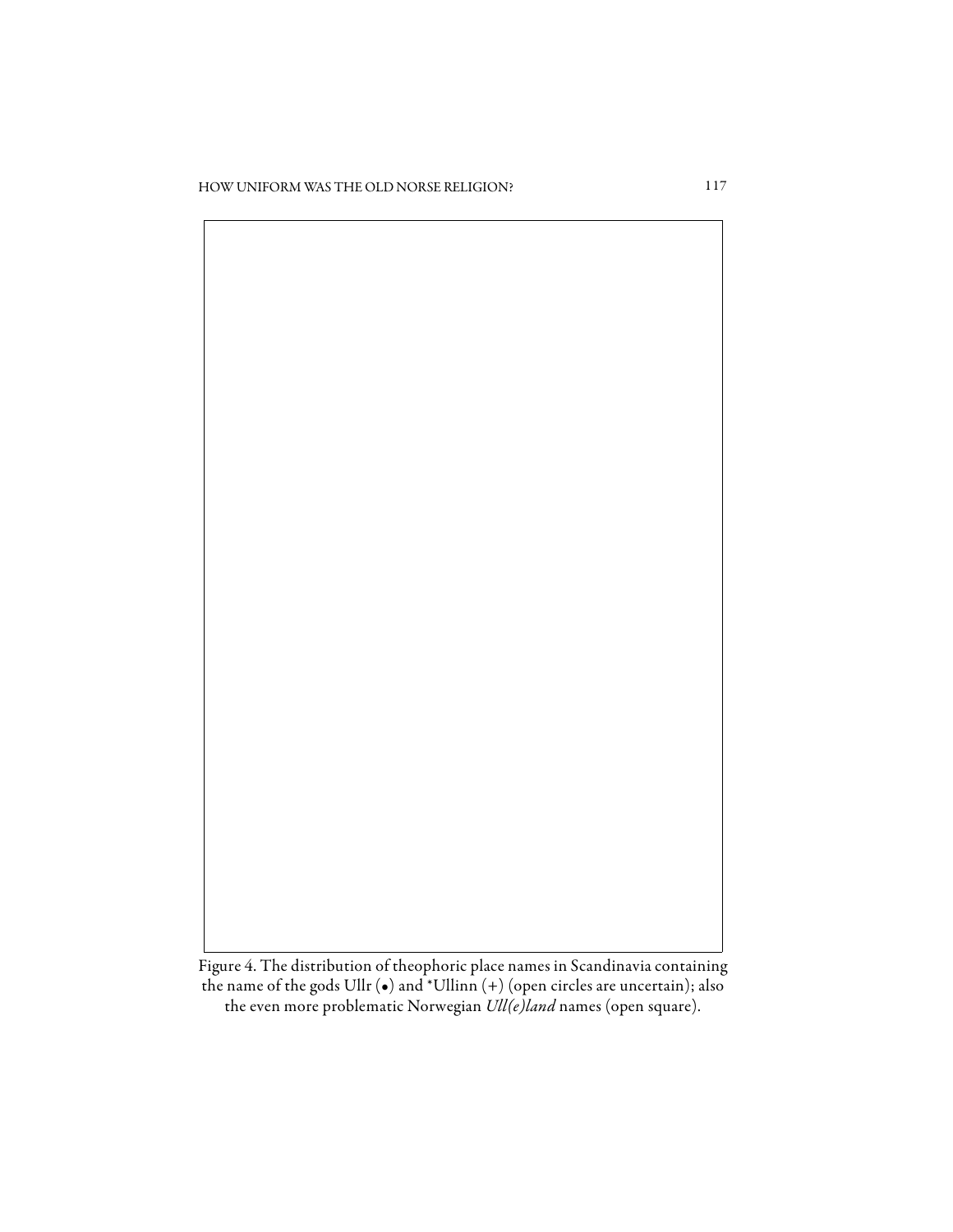Figure 4. The distribution of theophoric place names in Scandinavia containing the name of the gods Ullr (•) and *Ullinn (+) (open circles are uncertain); also the even more problematic Norwegian *Ull(e)land* names (open square).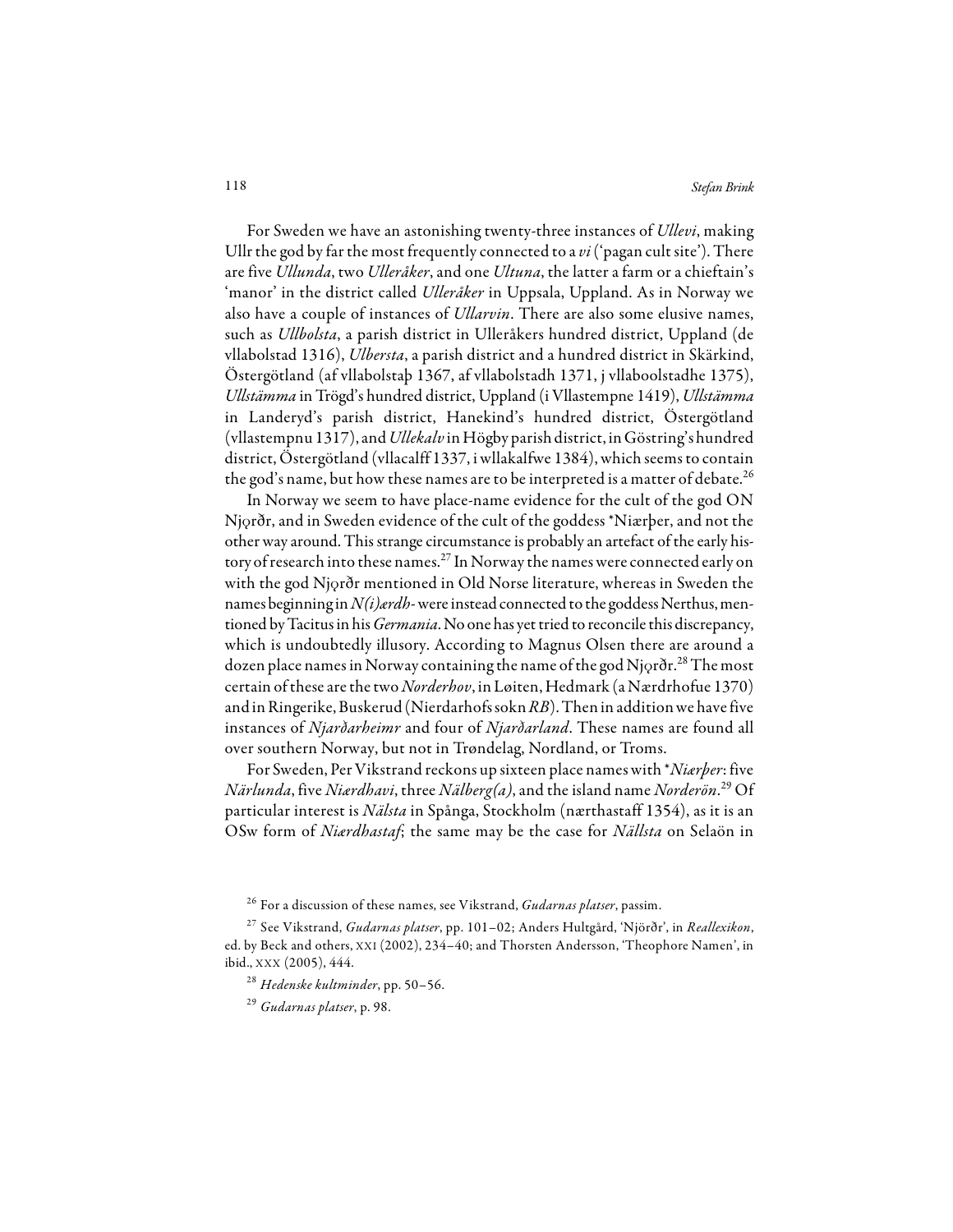For Sweden we have an astonishing twenty-three instances of *Ullevi*, making Ullr the god by far the most frequently connected to a *vi* ('pagan cult site'). There are five *Ullunda*, two *Ulleråker*, and one *Ultuna*, the latter a farm or a chieftain's 'manor' in the district called *Ulleråker* in Uppsala, Uppland. As in Norway we also have a couple of instances of *Ullarvin*. There are also some elusive names, such as *Ullbolsta*, a parish district in Ulleråkers hundred district, Uppland (de vllabolstad 1316), *Ulbersta*, a parish district and a hundred district in Skärkind, Östergötland (af vllabolstaþ 1367, af vllabolstadh 1371, j vllaboolstadhe 1375), *Ullstämma* in Trögd's hundred district, Uppland (i Vllastempne 1419), *Ullstämma* in Landeryd's parish district, Hanekind's hundred district, Östergötland (vllastempnu 1317), and *Ullekalv* in Högby parish district, in Göstring's hundred district, Östergötland (vllacalff 1337, i wllakalfwe 1384), which seems to contain the god's name, but how these names are to be interpreted is a matter of debate.[26]

In Norway we seem to have place-name evidence for the cult of the god ON Njǫrðr, and in Sweden evidence of the cult of the goddess *Niærþer, and not the other way around. This strange circumstance is probably an artefact of the early history of research into these names.[27] In Norway the names were connected early on with the god Njǫrðr mentioned in Old Norse literature, whereas in Sweden the names beginning in *N(i)ærdh-* were instead connected to the goddess Nerthus, mentioned by Tacitus in his *Germania*. No one has yet tried to reconcile this discrepancy, which is undoubtedly illusory. According to Magnus Olsen there are around a dozen place names in Norway containing the name of the god Njǫrðr.[28] The most certain of these are the two *Norderhov*, in Løiten, Hedmark (a Nærdrhofue 1370) and in Ringerike, Buskerud (Nierdarhofs sokn *RB*). Then in addition we have five instances of *Njarðarheimr* and four of *Njarðarland*. These names are found all over southern Norway, but not in Trøndelag, Nordland, or Troms.

For Sweden, Per Vikstrand reckons up sixteen place names with **Niærþer*: five *Närlunda*, five *Niærdhavi*, three *Nälberg(a)*, and the island name *Norderön*.[29] Of particular interest is *Nälsta* in Spånga, Stockholm (nærthastaff 1354), as it is an OSw form of *Niærdhastaf*; the same may be the case for *Nällsta* on Selaön in

---

[26] For a discussion of these names, see Vikstrand, *Gudarnas platser*, passim.

[27] See Vikstrand, *Gudarnas platser*, pp. 101–02; Anders Hultgård, 'Njörðr', in *Reallexikon*, ed. by Beck and others, XXI (2002), 234–40; and Thorsten Andersson, 'Theophore Namen', in ibid., XXX (2005), 444.

[28] *Hedenske kultminder*, pp. 50–56.

[29] *Gudarnas platser*, p. 98.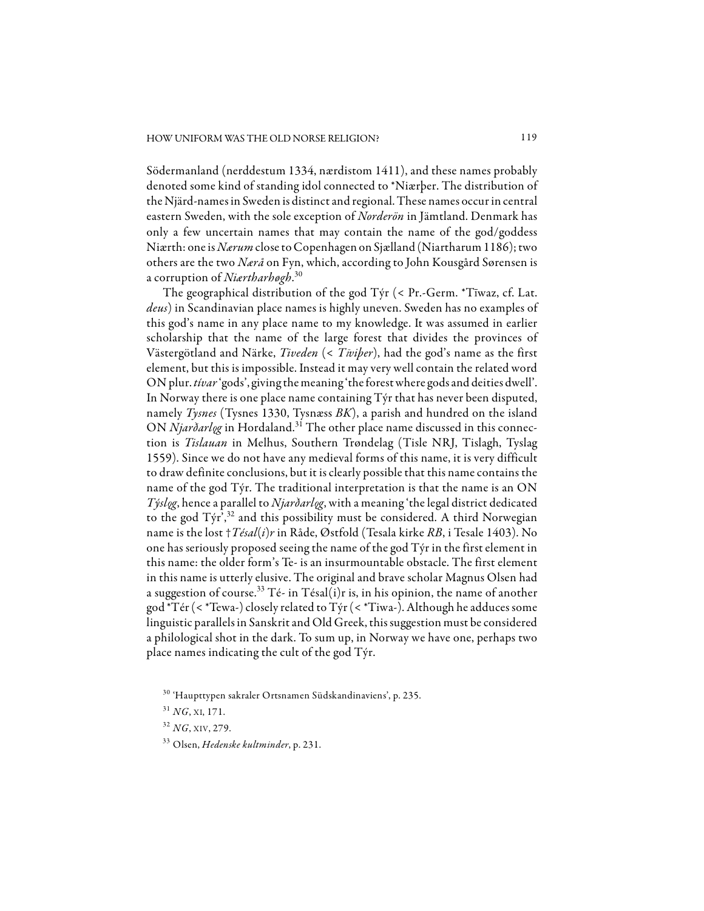Södermanland (nerddestum 1334, nærdistom 1411), and these names probably denoted some kind of standing idol connected to *Niærþer. The distribution of the Njärd-names in Sweden is distinct and regional. These names occur in central eastern Sweden, with the sole exception of *Norderön* in Jämtland. Denmark has only a few uncertain names that may contain the name of the god/goddess Niærth: one is *Nærum* close to Copenhagen on Sjælland (Niartharum 1186); two others are the two *Nærå* on Fyn, which, according to John Kousgård Sørensen is a corruption of *Niærtharhøgh*.[30]

The geographical distribution of the god Týr (< Pr.-Germ. *Tīwaz, cf. Lat. *deus*) in Scandinavian place names is highly uneven. Sweden has no examples of this god's name in any place name to my knowledge. It was assumed in earlier scholarship that the name of the large forest that divides the provinces of Västergötland and Närke, *Tiveden* (< *Tīviþer*), had the god's name as the first element, but this is impossible. Instead it may very well contain the related word ON plur. *tívar* 'gods', giving the meaning 'the forest where gods and deities dwell'. In Norway there is one place name containing Týr that has never been disputed, namely *Tysnes* (Tysnes 1330, Tysnæss *BK*), a parish and hundred on the island ON *Njarðarlǫg* in Hordaland.[31] The other place name discussed in this connection is *Tislauan* in Melhus, Southern Trøndelag (Tisle NRJ, Tislagh, Tyslag 1559). Since we do not have any medieval forms of this name, it is very difficult to draw definite conclusions, but it is clearly possible that this name contains the name of the god Týr. The traditional interpretation is that the name is an ON *Týslǫg*, hence a parallel to *Njarðarlǫg*, with a meaning 'the legal district dedicated to the god Týr',[32] and this possibility must be considered. A third Norwegian name is the lost †*Tésal(i)r* in Råde, Østfold (Tesala kirke *RB*, i Tesale 1403). No one has seriously proposed seeing the name of the god Týr in the first element in this name: the older form's Te- is an insurmountable obstacle. The first element in this name is utterly elusive. The original and brave scholar Magnus Olsen had a suggestion of course.[33] Té- in Tésal(i)r is, in his opinion, the name of another god *Tér (< *Tewa-) closely related to Týr (< *Tiwa-). Although he adduces some linguistic parallels in Sanskrit and Old Greek, this suggestion must be considered a philological shot in the dark. To sum up, in Norway we have one, perhaps two place names indicating the cult of the god Týr.

[30] 'Haupttypen sakraler Ortsnamen Südskandinaviens', p. 235.

[31] *NG*, XI, 171.

[32] *NG*, XIV, 279.

[33] Olsen, *Hedenske kultminder*, p. 231.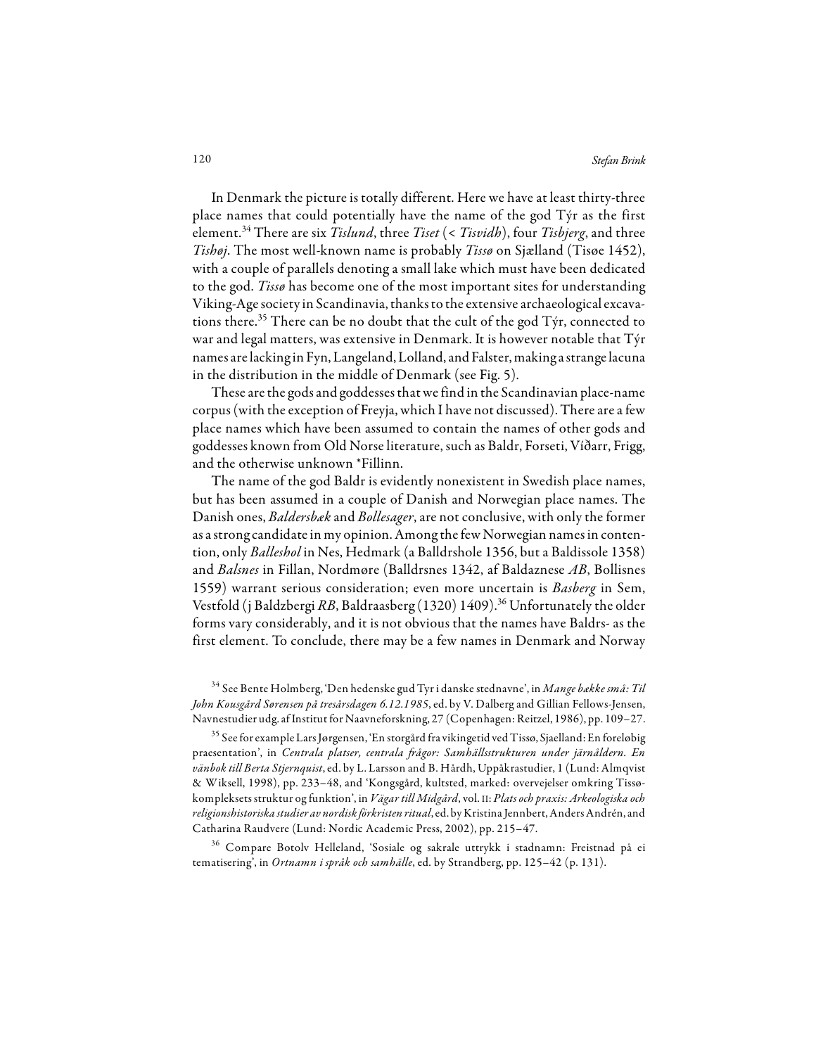In Denmark the picture is totally different. Here we have at least thirty-three place names that could potentially have the name of the god Týr as the first element.[34] There are six *Tislund*, three *Tiset* (< *Tisvidh*), four *Tisbjerg*, and three *Tishøj*. The most well-known name is probably *Tissø* on Sjælland (Tisøe 1452), with a couple of parallels denoting a small lake which must have been dedicated to the god. *Tissø* has become one of the most important sites for understanding Viking-Age society in Scandinavia, thanks to the extensive archaeological excavations there.[35] There can be no doubt that the cult of the god Týr, connected to war and legal matters, was extensive in Denmark. It is however notable that Týr names are lacking in Fyn, Langeland, Lolland, and Falster, making a strange lacuna in the distribution in the middle of Denmark (see Fig. 5).

These are the gods and goddesses that we find in the Scandinavian place-name corpus (with the exception of Freyja, which I have not discussed). There are a few place names which have been assumed to contain the names of other gods and goddesses known from Old Norse literature, such as Baldr, Forseti, Víðarr, Frigg, and the otherwise unknown *Fillinn.

The name of the god Baldr is evidently nonexistent in Swedish place names, but has been assumed in a couple of Danish and Norwegian place names. The Danish ones, *Baldersbæk* and *Bollesager*, are not conclusive, with only the former as a strong candidate in my opinion. Among the few Norwegian names in contention, only *Balleshol* in Nes, Hedmark (a Balldrshole 1356, but a Baldissole 1358) and *Balsnes* in Fillan, Nordmøre (Balldrsnes 1342, af Baldaznese *AB*, Bollisnes 1559) warrant serious consideration; even more uncertain is *Basberg* in Sem, Vestfold (j Baldzbergi *RB*, Baldraasberg (1320) 1409).[36] Unfortunately the older forms vary considerably, and it is not obvious that the names have Baldrs- as the first element. To conclude, there may be a few names in Denmark and Norway

---

[34] See Bente Holmberg, 'Den hedenske gud Tyr i danske stednavne', in *Mange bække små: Til John Kousgård Sørensen på tresårsdagen 6.12.1985*, ed. by V. Dalberg and Gillian Fellows-Jensen, Navnestudier udg. af Institut for Naavneforskning, 27 (Copenhagen: Reitzel, 1986), pp. 109–27.

[35] See for example Lars Jørgensen, 'En storgård fra vikingetid ved Tissø, Sjaelland: En foreløbig praesentation', in *Centrala platser, centrala frågor: Samhällsstrukturen under järnåldern. En vänbok till Berta Stjernquist*, ed. by L. Larsson and B. Hårdh, Uppåkrastudier, 1 (Lund: Almqvist & Wiksell, 1998), pp. 233–48, and 'Kongsgård, kultsted, marked: overvejelser omkring Tissøkompleksets struktur og funktion', in *Vägar till Midgård*, vol. II: *Plats och praxis: Arkeologiska och religionshistoriska studier av nordisk förkristen ritual*, ed. by Kristina Jennbert, Anders Andrén, and Catharina Raudvere (Lund: Nordic Academic Press, 2002), pp. 215–47.

[36] Compare Botolv Helleland, 'Sosiale og sakrale uttrykk i stadnamn: Freistnad på ei tematisering', in *Ortnamn i språk och samhälle*, ed. by Strandberg, pp. 125–42 (p. 131).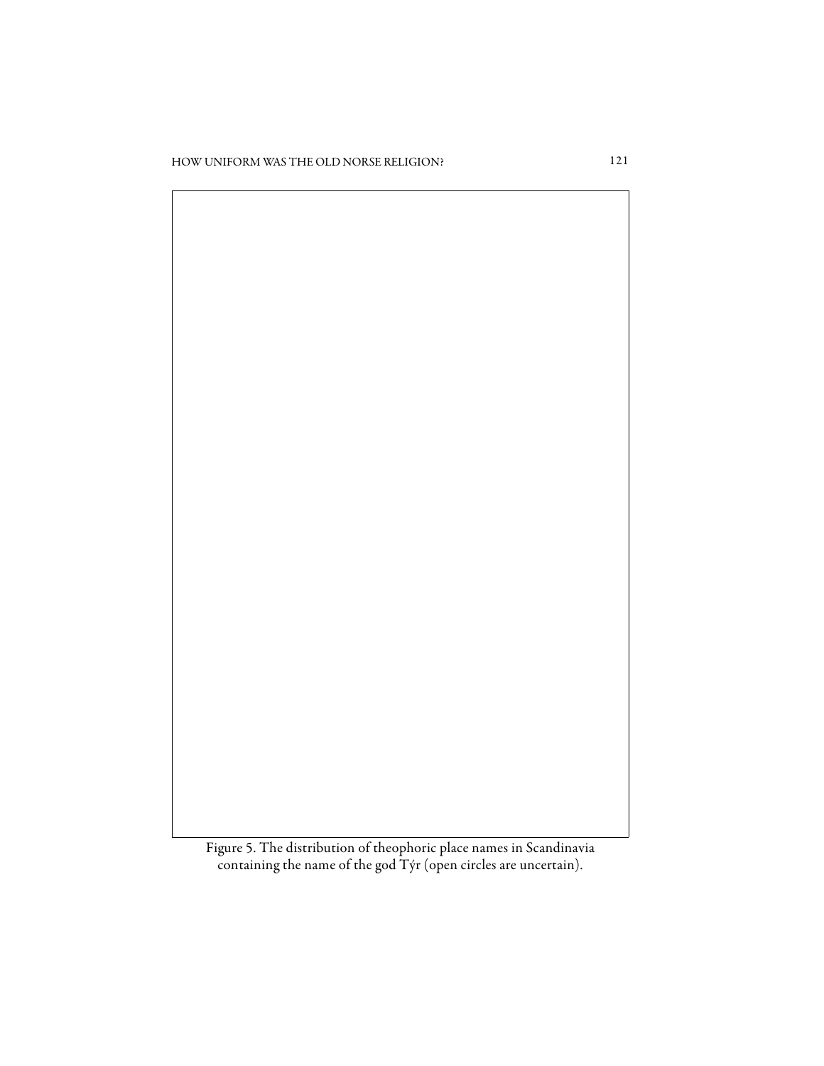Figure 5. The distribution of theophoric place names in Scandinavia containing the name of the god Týr (open circles are uncertain).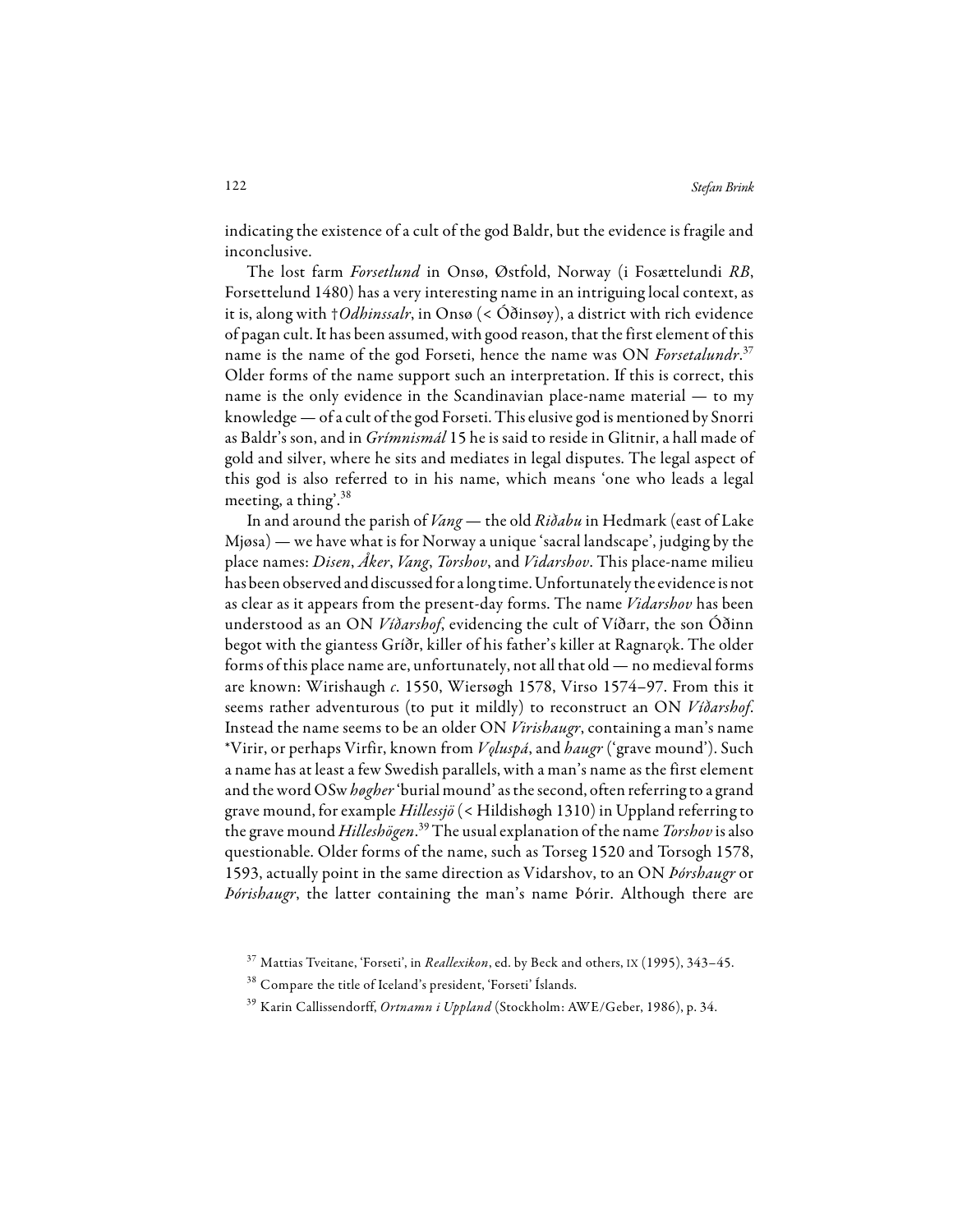indicating the existence of a cult of the god Baldr, but the evidence is fragile and inconclusive.

The lost farm *Forsetlund* in Onsø, Østfold, Norway (i Fosættelundi *RB*, Forsettelund 1480) has a very interesting name in an intriguing local context, as it is, along with †*Odhinssalr*, in Onsø (< Óðinsøy), a district with rich evidence of pagan cult. It has been assumed, with good reason, that the first element of this name is the name of the god Forseti, hence the name was ON *Forsetalundr*.[37] Older forms of the name support such an interpretation. If this is correct, this name is the only evidence in the Scandinavian place-name material — to my knowledge — of a cult of the god Forseti. This elusive god is mentioned by Snorri as Baldr's son, and in *Grímnismál* 15 he is said to reside in Glitnir, a hall made of gold and silver, where he sits and mediates in legal disputes. The legal aspect of this god is also referred to in his name, which means 'one who leads a legal meeting, a thing'.[38]

In and around the parish of *Vang* — the old *Riðabu* in Hedmark (east of Lake Mjøsa) — we have what is for Norway a unique 'sacral landscape', judging by the place names: *Disen*, *Åker*, *Vang*, *Torshov*, and *Vidarshov*. This place-name milieu has been observed and discussed for a long time. Unfortunately the evidence is not as clear as it appears from the present-day forms. The name *Vidarshov* has been understood as an ON *Víðarshof*, evidencing the cult of Víðarr, the son Óðinn begot with the giantess Gríðr, killer of his father's killer at Ragnarǫk. The older forms of this place name are, unfortunately, not all that old — no medieval forms are known: Wirishaugh *c.* 1550, Wiersøgh 1578, Virso 1574–97. From this it seems rather adventurous (to put it mildly) to reconstruct an ON *Víðarshof*. Instead the name seems to be an older ON *Virishaugr*, containing a man's name *Virir, or perhaps Virfir, known from *Vǫluspá*, and *haugr* ('grave mound'). Such a name has at least a few Swedish parallels, with a man's name as the first element and the word OSw *høgher* 'burial mound' as the second, often referring to a grand grave mound, for example *Hillessjö* (< Hildishøgh 1310) in Uppland referring to the grave mound *Hilleshögen*.[39] The usual explanation of the name *Torshov* is also questionable. Older forms of the name, such as Torseg 1520 and Torsogh 1578, 1593, actually point in the same direction as Vidarshov, to an ON *Þórshaugr* or *Þórishaugr*, the latter containing the man's name Þórir. Although there are

[37] Mattias Tveitane, 'Forseti', in *Reallexikon*, ed. by Beck and others, IX (1995), 343–45.

[38] Compare the title of Iceland's president, 'Forseti' Íslands.

[39] Karin Callissendorff, *Ortnamn i Uppland* (Stockholm: AWE/Geber, 1986), p. 34.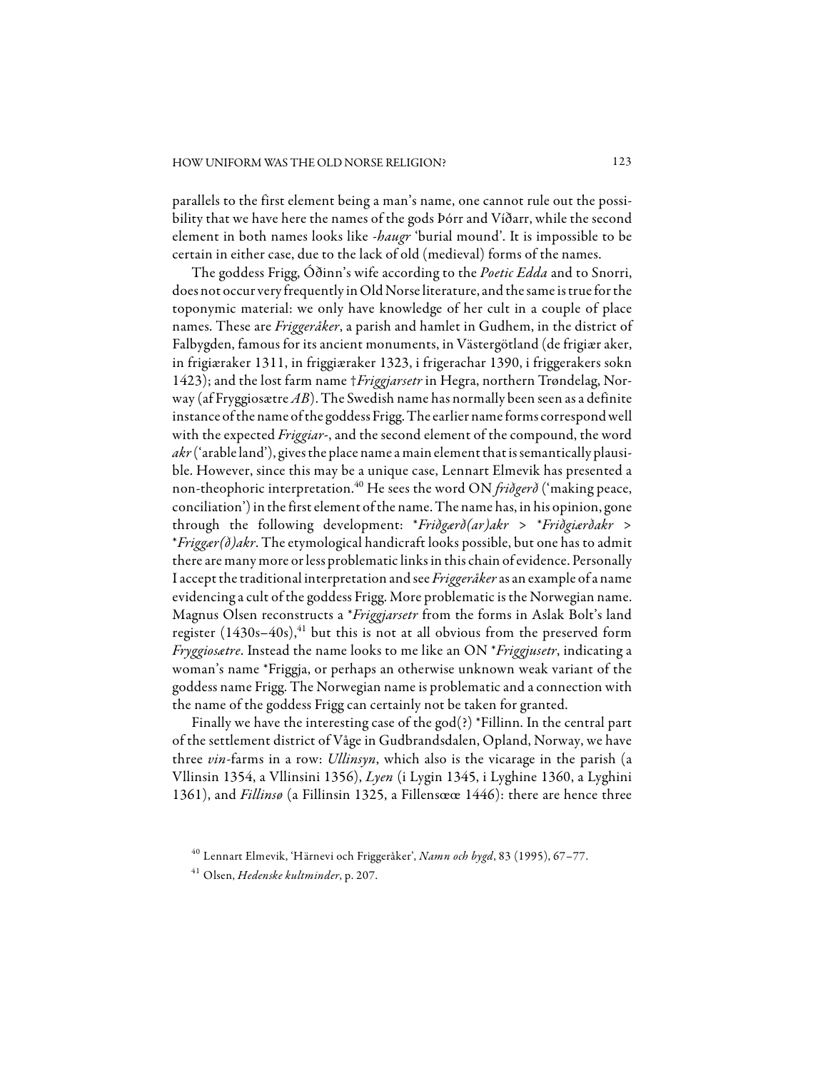parallels to the first element being a man's name, one cannot rule out the possibility that we have here the names of the gods Þórr and Víðarr, while the second element in both names looks like *-haugr* 'burial mound'. It is impossible to be certain in either case, due to the lack of old (medieval) forms of the names.

The goddess Frigg, Óðinn's wife according to the *Poetic Edda* and to Snorri, does not occur very frequently in Old Norse literature, and the same is true for the toponymic material: we only have knowledge of her cult in a couple of place names. These are *Friggeråker*, a parish and hamlet in Gudhem, in the district of Falbygden, famous for its ancient monuments, in Västergötland (de frigiær aker, in frigiæraker 1311, in friggiæraker 1323, i frigerachar 1390, i friggerakers sokn 1423); and the lost farm name †*Friggjarsetr* in Hegra, northern Trøndelag, Norway (af Fryggiosætre *AB*). The Swedish name has normally been seen as a definite instance of the name of the goddess Frigg. The earlier name forms correspond well with the expected *Friggiar-*, and the second element of the compound, the word *akr* ('arable land'), gives the place name a main element that is semantically plausible. However, since this may be a unique case, Lennart Elmevik has presented a non-theophoric interpretation.[40] He sees the word ON *friðgerð* ('making peace, conciliation') in the first element of the name. The name has, in his opinion, gone through the following development: \**Friðgærð(ar)akr* > \**Friðgiærðakr* > \**Friggær(ð)akr*. The etymological handicraft looks possible, but one has to admit there are many more or less problematic links in this chain of evidence. Personally I accept the traditional interpretation and see *Friggeråker* as an example of a name evidencing a cult of the goddess Frigg. More problematic is the Norwegian name. Magnus Olsen reconstructs a \**Friggjarsetr* from the forms in Aslak Bolt's land register (1430s–40s),[41] but this is not at all obvious from the preserved form *Fryggiosætre*. Instead the name looks to me like an ON \**Friggjusetr*, indicating a woman's name \*Friggja, or perhaps an otherwise unknown weak variant of the goddess name Frigg. The Norwegian name is problematic and a connection with the name of the goddess Frigg can certainly not be taken for granted.

Finally we have the interesting case of the god(?) \*Fillinn. In the central part of the settlement district of Våge in Gudbrandsdalen, Opland, Norway, we have three *vin*-farms in a row: *Ullinsyn*, which also is the vicarage in the parish (a Vllinsin 1354, a Vllinsini 1356), *Lyen* (i Lygin 1345, i Lyghine 1360, a Lyghini 1361), and *Fillinsø* (a Fillinsin 1325, a Fillensææ 1446): there are hence three

[40] Lennart Elmevik, 'Härnevi och Friggeråker', *Namn och bygd*, 83 (1995), 67–77.

[41] Olsen, *Hedenske kultminder*, p. 207.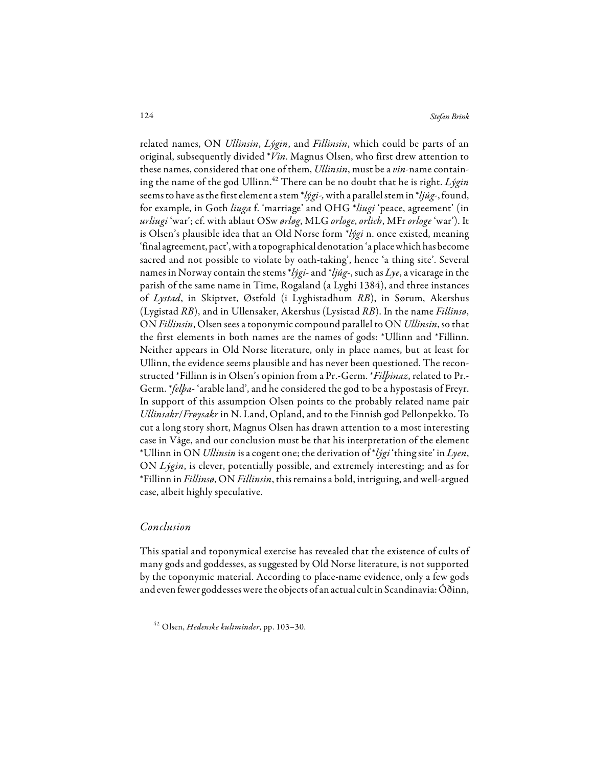related names, ON *Ullinsin*, *Lýgin*, and *Fillinsin*, which could be parts of an original, subsequently divided **Vin*. Magnus Olsen, who first drew attention to these names, considered that one of them, *Ullinsin*, must be a *vin*-name containing the name of the god Ullinn.[42] There can be no doubt that he is right. *Lýgin* seems to have as the first element a stem **lýgi-,* with a parallel stem in **ljúg-*, found, for example, in Goth *liuga* f. 'marriage' and OHG **liugi* 'peace, agreement' (in *urliugi* 'war'; cf. with ablaut OSw *ørløg*, MLG *orloge*, *orlich*, MFr *orloge* 'war'). It is Olsen's plausible idea that an Old Norse form **lýgi* n. once existed, meaning 'final agreement, pact', with a topographical denotation 'a place which has become sacred and not possible to violate by oath-taking', hence 'a thing site'. Several names in Norway contain the stems **lýgi-* and **ljúg-*, such as *Lye*, a vicarage in the parish of the same name in Time, Rogaland (a Lyghi 1384), and three instances of *Lystad*, in Skiptvet, Østfold (i Lyghistadhum *RB*), in Sørum, Akershus (Lygistad *RB*), and in Ullensaker, Akershus (Lysistad *RB*). In the name *Fillinsø*, ON *Fillinsin*, Olsen sees a toponymic compound parallel to ON *Ullinsin*, so that the first elements in both names are the names of gods: *Ullinn and *Fillinn. Neither appears in Old Norse literature, only in place names, but at least for Ullinn, the evidence seems plausible and has never been questioned. The reconstructed *Fillinn is in Olsen's opinion from a Pr.-Germ. **Filþinaz*, related to Pr.-Germ. **felþa-* 'arable land', and he considered the god to be a hypostasis of Freyr. In support of this assumption Olsen points to the probably related name pair *Ullinsakr*/*Frøysakr* in N. Land, Opland, and to the Finnish god Pellonpekko. To cut a long story short, Magnus Olsen has drawn attention to a most interesting case in Våge, and our conclusion must be that his interpretation of the element *Ullinn in ON *Ullinsin* is a cogent one; the derivation of **lýgi* 'thing site' in *Lyen*, ON *Lýgin*, is clever, potentially possible, and extremely interesting; and as for *Fillinn in *Fillinsø*, ON *Fillinsin*, this remains a bold, intriguing, and well-argued case, albeit highly speculative.

## *Conclusion*

This spatial and toponymical exercise has revealed that the existence of cults of many gods and goddesses, as suggested by Old Norse literature, is not supported by the toponymic material. According to place-name evidence, only a few gods and even fewer goddesses were the objects of an actual cult in Scandinavia: Óðinn,

[42] Olsen, *Hedenske kultminder*, pp. 103–30.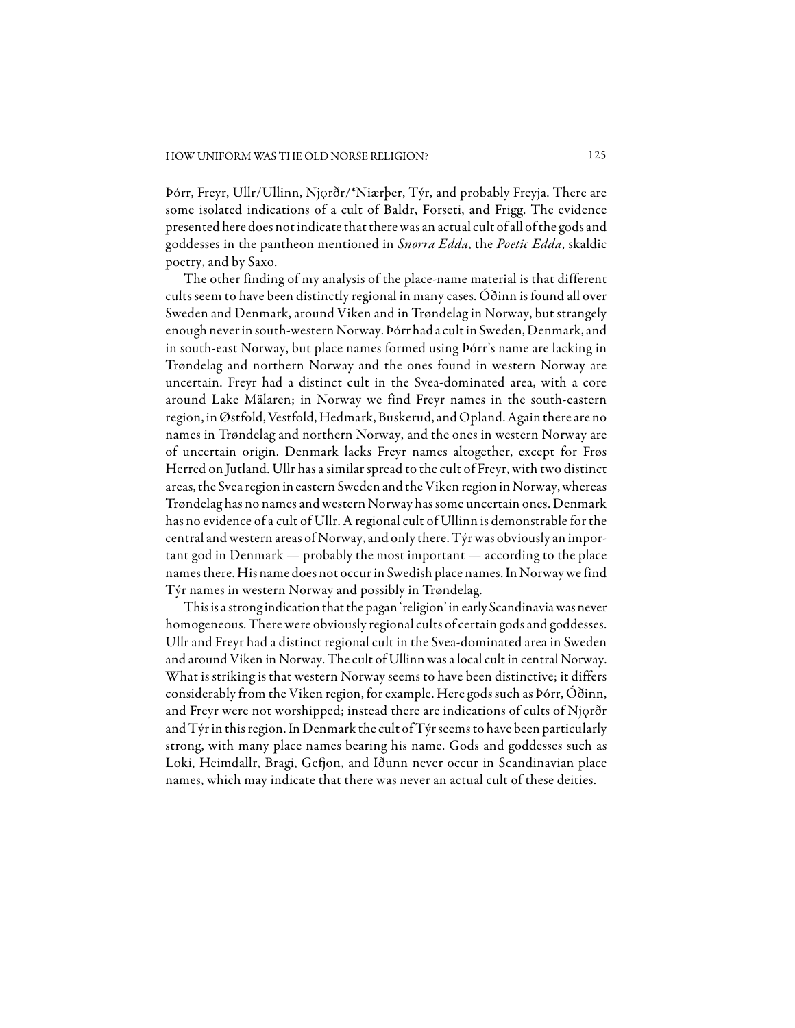Þórr, Freyr, Ullr/Ullinn, Njǫrðr/*Niærþer, Týr, and probably Freyja. There are some isolated indications of a cult of Baldr, Forseti, and Frigg. The evidence presented here does not indicate that there was an actual cult of all of the gods and goddesses in the pantheon mentioned in *Snorra Edda*, the *Poetic Edda*, skaldic poetry, and by Saxo.

The other finding of my analysis of the place-name material is that different cults seem to have been distinctly regional in many cases. Óðinn is found all over Sweden and Denmark, around Viken and in Trøndelag in Norway, but strangely enough never in south-western Norway. Þórr had a cult in Sweden, Denmark, and in south-east Norway, but place names formed using Þórr's name are lacking in Trøndelag and northern Norway and the ones found in western Norway are uncertain. Freyr had a distinct cult in the Svea-dominated area, with a core around Lake Mälaren; in Norway we find Freyr names in the south-eastern region, in Østfold, Vestfold, Hedmark, Buskerud, and Opland. Again there are no names in Trøndelag and northern Norway, and the ones in western Norway are of uncertain origin. Denmark lacks Freyr names altogether, except for Frøs Herred on Jutland. Ullr has a similar spread to the cult of Freyr, with two distinct areas, the Svea region in eastern Sweden and the Viken region in Norway, whereas Trøndelag has no names and western Norway has some uncertain ones. Denmark has no evidence of a cult of Ullr. A regional cult of Ullinn is demonstrable for the central and western areas of Norway, and only there. Týr was obviously an important god in Denmark — probably the most important — according to the place names there. His name does not occur in Swedish place names. In Norway we find Týr names in western Norway and possibly in Trøndelag.

This is a strong indication that the pagan 'religion' in early Scandinavia was never homogeneous. There were obviously regional cults of certain gods and goddesses. Ullr and Freyr had a distinct regional cult in the Svea-dominated area in Sweden and around Viken in Norway. The cult of Ullinn was a local cult in central Norway. What is striking is that western Norway seems to have been distinctive; it differs considerably from the Viken region, for example. Here gods such as Þórr, Óðinn, and Freyr were not worshipped; instead there are indications of cults of Njǫrðr and Týr in this region. In Denmark the cult of Týr seems to have been particularly strong, with many place names bearing his name. Gods and goddesses such as Loki, Heimdallr, Bragi, Gefjon, and Iðunn never occur in Scandinavian place names, which may indicate that there was never an actual cult of these deities.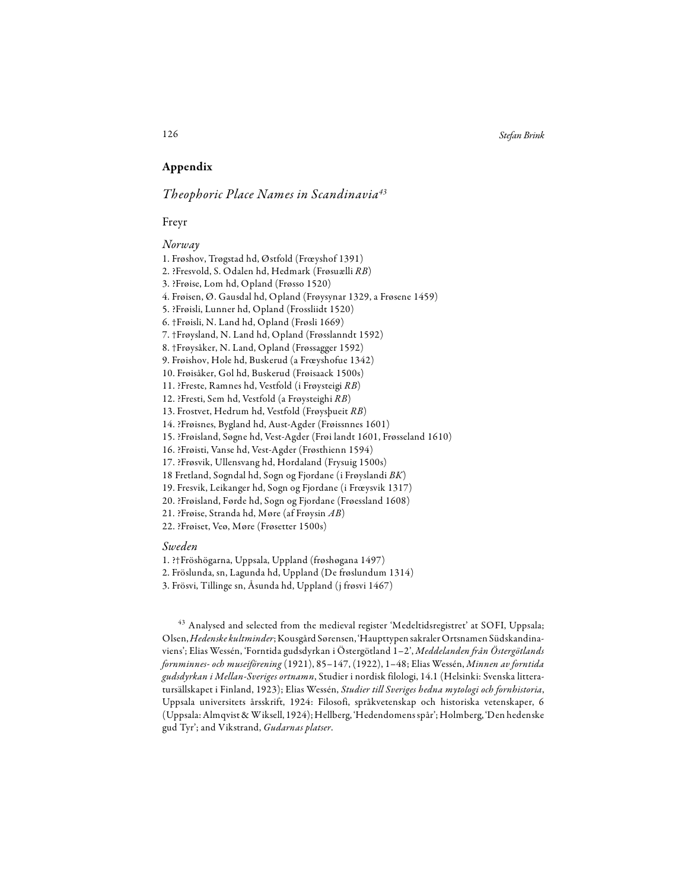## Appendix

### *Theophoric Place Names in Scandinavia*[43]

#### Freyr

*Norway*

1. Frøshov, Trøgstad hd, Østfold (Fræyshof 1391)
2. ?Fresvold, S. Odalen hd, Hedmark (Frøsuælli *RB*)
3. ?Frøise, Lom hd, Opland (Frøsso 1520)
4. Frøisen, Ø. Gausdal hd, Opland (Frøysynar 1329, a Frøsene 1459)
5. ?Frøisli, Lunner hd, Opland (Frossliidt 1520)
6. †Frøisli, N. Land hd, Opland (Frøsli 1669)
7. †Frøysland, N. Land hd, Opland (Frøsslanndt 1592)
8. †Frøysåker, N. Land, Opland (Frøssagger 1592)
9. Frøishov, Hole hd, Buskerud (a Fræyshofue 1342)
10. Frøisåker, Gol hd, Buskerud (Frøisaack 1500s)
11. ?Freste, Ramnes hd, Vestfold (i Frøysteigi *RB*)
12. ?Fresti, Sem hd, Vestfold (a Frøysteighi *RB*)
13. Frostvet, Hedrum hd, Vestfold (Frøysþueit *RB*)
14. ?Frøisnes, Bygland hd, Aust-Agder (Frøissnnes 1601)
15. ?Frøisland, Søgne hd, Vest-Agder (Frøi landt 1601, Frøsseland 1610)
16. ?Frøisti, Vanse hd, Vest-Agder (Frøsthienn 1594)
17. ?Frøsvik, Ullensvang hd, Hordaland (Frysuig 1500s)
18 Fretland, Sogndal hd, Sogn og Fjordane (i Frøyslandi *BK*)
19. Fresvik, Leikanger hd, Sogn og Fjordane (i Fræysvik 1317)
20. ?Frøisland, Førde hd, Sogn og Fjordane (Frøessland 1608)
21. ?Frøise, Stranda hd, Møre (af Frøysin *AB*)
22. ?Frøiset, Veø, Møre (Frøsetter 1500s)

*Sweden*

1. ?†Fröshögarna, Uppsala, Uppland (frøshøgana 1497)
2. Fröslunda, sn, Lagunda hd, Uppland (De frøslundum 1314)
3. Frösvi, Tillinge sn, Åsunda hd, Uppland (j frøsvi 1467)

---

[43] Analysed and selected from the medieval register 'Medeltidsregistret' at SOFI, Uppsala; Olsen, *Hedenske kultminder*; Kousgård Sørensen, 'Haupttypen sakraler Ortsnamen Südskandinaviens'; Elias Wessén, 'Forntida gudsdyrkan i Östergötland 1–2', *Meddelanden från Östergötlands fornminnes- och museiförening* (1921), 85–147, (1922), 1–48; Elias Wessén, *Minnen av forntida gudsdyrkan i Mellan-Sveriges ortnamn*, Studier i nordisk filologi, 14.1 (Helsinki: Svenska litteratursällskapet i Finland, 1923); Elias Wessén, *Studier till Sveriges hedna mytologi och fornhistoria*, Uppsala universitets årsskrift, 1924: Filosofi, språkvetenskap och historiska vetenskaper, 6 (Uppsala: Almqvist & Wiksell, 1924); Hellberg, 'Hedendomens spår'; Holmberg, 'Den hedenske gud Tyr'; and Vikstrand, *Gudarnas platser*.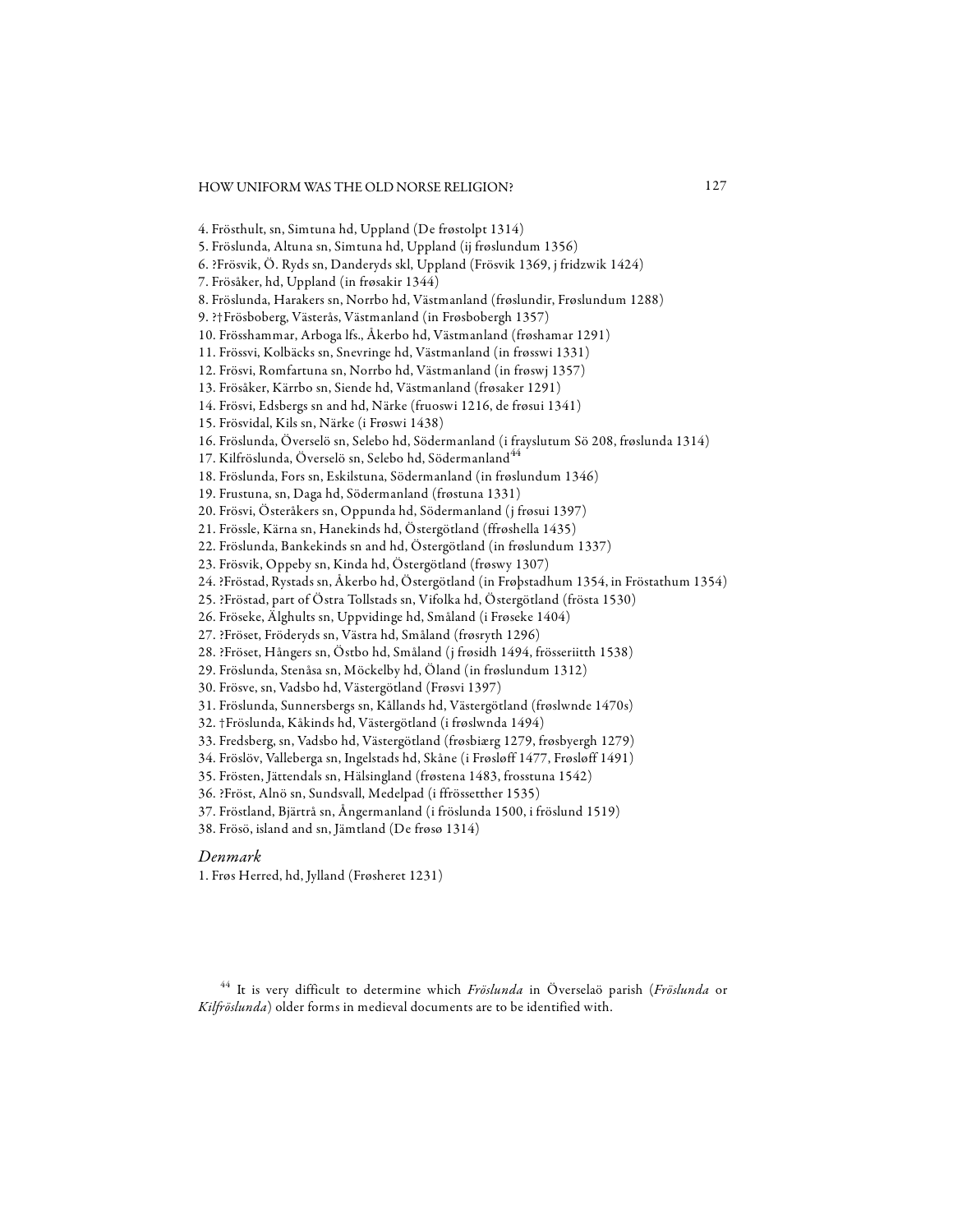4. Frösthult, sn, Simtuna hd, Uppland (De frøstolpt 1314)
5. Fröslunda, Altuna sn, Simtuna hd, Uppland (ij frøslundum 1356)
6. ?Frösvik, Ö. Ryds sn, Danderyds skl, Uppland (Frösvik 1369, j fridzwik 1424)
7. Frösåker, hd, Uppland (in frøsakir 1344)
8. Fröslunda, Harakers sn, Norrbo hd, Västmanland (frøslundir, Frøslundum 1288)
9. ?†Frösboberg, Västerås, Västmanland (in Frøsbobergh 1357)
10. Frösshammar, Arboga lfs., Åkerbo hd, Västmanland (frøshamar 1291)
11. Frössvi, Kolbäcks sn, Snevringe hd, Västmanland (in frøsswi 1331)
12. Frösvi, Romfartuna sn, Norrbo hd, Västmanland (in frøswj 1357)
13. Frösåker, Kärrbo sn, Siende hd, Västmanland (frøsaker 1291)
14. Frösvi, Edsbergs sn and hd, Närke (fruoswi 1216, de frøsui 1341)
15. Frösvidal, Kils sn, Närke (i Frøswi 1438)
16. Fröslunda, Överselö sn, Selebo hd, Södermanland (i frayslutum Sö 208, frøslunda 1314)
17. Kilfröslunda, Överselö sn, Selebo hd, Södermanland[44]
18. Fröslunda, Fors sn, Eskilstuna, Södermanland (in frøslundum 1346)
19. Frustuna, sn, Daga hd, Södermanland (frøstuna 1331)
20. Frösvi, Österåkers sn, Oppunda hd, Södermanland (j frøsui 1397)
21. Frössle, Kärna sn, Hanekinds hd, Östergötland (ffrøshella 1435)
22. Fröslunda, Bankekinds sn and hd, Östergötland (in frøslundum 1337)
23. Frösvik, Oppeby sn, Kinda hd, Östergötland (frøswy 1307)
24. ?Fröstad, Rystads sn, Åkerbo hd, Östergötland (in Frøþstadhum 1354, in Fröstathum 1354)
25. ?Fröstad, part of Östra Tollstads sn, Vifolka hd, Östergötland (frösta 1530)
26. Fröseke, Älghults sn, Uppvidinge hd, Småland (i Frøseke 1404)
27. ?Fröset, Fröderyds sn, Västra hd, Småland (frøsryth 1296)
28. ?Fröset, Hångers sn, Östbo hd, Småland (j frøsidh 1494, frösseriitth 1538)
29. Fröslunda, Stenåsa sn, Möckelby hd, Öland (in frøslundum 1312)
30. Frösve, sn, Vadsbo hd, Västergötland (Frøsvi 1397)
31. Fröslunda, Sunnersbergs sn, Kållands hd, Västergötland (frøslwnde 1470s)
32. †Fröslunda, Kåkinds hd, Västergötland (i frøslwnda 1494)
33. Fredsberg, sn, Vadsbo hd, Västergötland (frøsbiærg 1279, frøsbyergh 1279)
34. Fröslöv, Valleberga sn, Ingelstads hd, Skåne (i Frøsløff 1477, Frøsløff 1491)
35. Frösten, Jättendals sn, Hälsingland (frøstena 1483, frosstuna 1542)
36. ?Fröst, Alnö sn, Sundsvall, Medelpad (i ffrössetther 1535)
37. Fröstland, Bjärtrå sn, Ångermanland (i fröslunda 1500, i fröslund 1519)
38. Frösö, island and sn, Jämtland (De frøsø 1314)

*Denmark*

1. Frøs Herred, hd, Jylland (Frøsheret 1231)

[44] It is very difficult to determine which *Fröslunda* in Överselaö parish (*Fröslunda* or *Kilfröslunda*) older forms in medieval documents are to be identified with.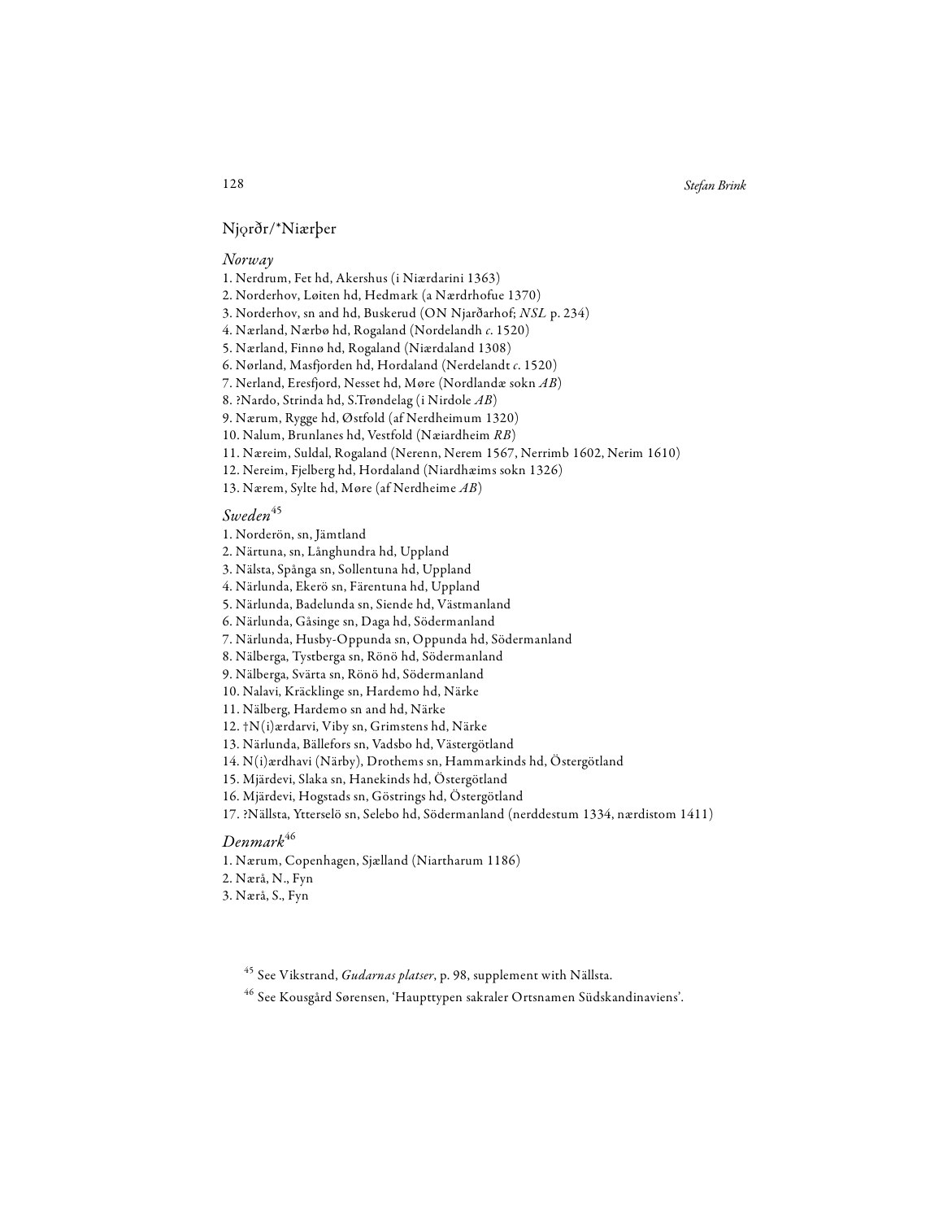## Njǫrðr/*Niærþer

### *Norway*

1. Nerdrum, Fet hd, Akershus (i Niærdarini 1363)
2. Norderhov, Løiten hd, Hedmark (a Nærdrhofue 1370)
3. Norderhov, sn and hd, Buskerud (ON Njarðarhof; *NSL* p. 234)
4. Nærland, Nærbø hd, Rogaland (Nordelandh *c.* 1520)
5. Nærland, Finnø hd, Rogaland (Niærdaland 1308)
6. Nørland, Masfjorden hd, Hordaland (Nerdelandt *c.* 1520)
7. Nerland, Eresfjord, Nesset hd, Møre (Nordlandæ sokn *AB*)
8. ?Nardo, Strinda hd, S.Trøndelag (i Nirdole *AB*)
9. Nærum, Rygge hd, Østfold (af Nerdheimum 1320)
10. Nalum, Brunlanes hd, Vestfold (Næiardheim *RB*)
11. Næreim, Suldal, Rogaland (Nerenn, Nerem 1567, Nerrimb 1602, Nerim 1610)
12. Nereim, Fjelberg hd, Hordaland (Niardhæims sokn 1326)
13. Nærem, Sylte hd, Møre (af Nerdheime *AB*)

### *Sweden*[45]

1. Norderön, sn, Jämtland
2. Närtuna, sn, Långhundra hd, Uppland
3. Nälsta, Spånga sn, Sollentuna hd, Uppland
4. Närlunda, Ekerö sn, Färentuna hd, Uppland
5. Närlunda, Badelunda sn, Siende hd, Västmanland
6. Närlunda, Gåsinge sn, Daga hd, Södermanland
7. Närlunda, Husby-Oppunda sn, Oppunda hd, Södermanland
8. Nälberga, Tystberga sn, Rönö hd, Södermanland
9. Nälberga, Svärta sn, Rönö hd, Södermanland
10. Nalavi, Kräcklinge sn, Hardemo hd, Närke
11. Nälberg, Hardemo sn and hd, Närke
12. †N(i)ærdarvi, Viby sn, Grimstens hd, Närke
13. Närlunda, Bällefors sn, Vadsbo hd, Västergötland
14. N(i)ærdhavi (Närby), Drothems sn, Hammarkinds hd, Östergötland
15. Mjärdevi, Slaka sn, Hanekinds hd, Östergötland
16. Mjärdevi, Hogstads sn, Göstrings hd, Östergötland
17. ?Nällsta, Ytterselö sn, Selebo hd, Södermanland (nerddestum 1334, nærdistom 1411)

### *Denmark*[46]

1. Nærum, Copenhagen, Sjælland (Niartharum 1186)
2. Nærå, N., Fyn
3. Nærå, S., Fyn

[45] See Vikstrand, *Gudarnas platser*, p. 98, supplement with Nällsta.

[46] See Kousgård Sørensen, 'Haupttypen sakraler Ortsnamen Südskandinaviens'.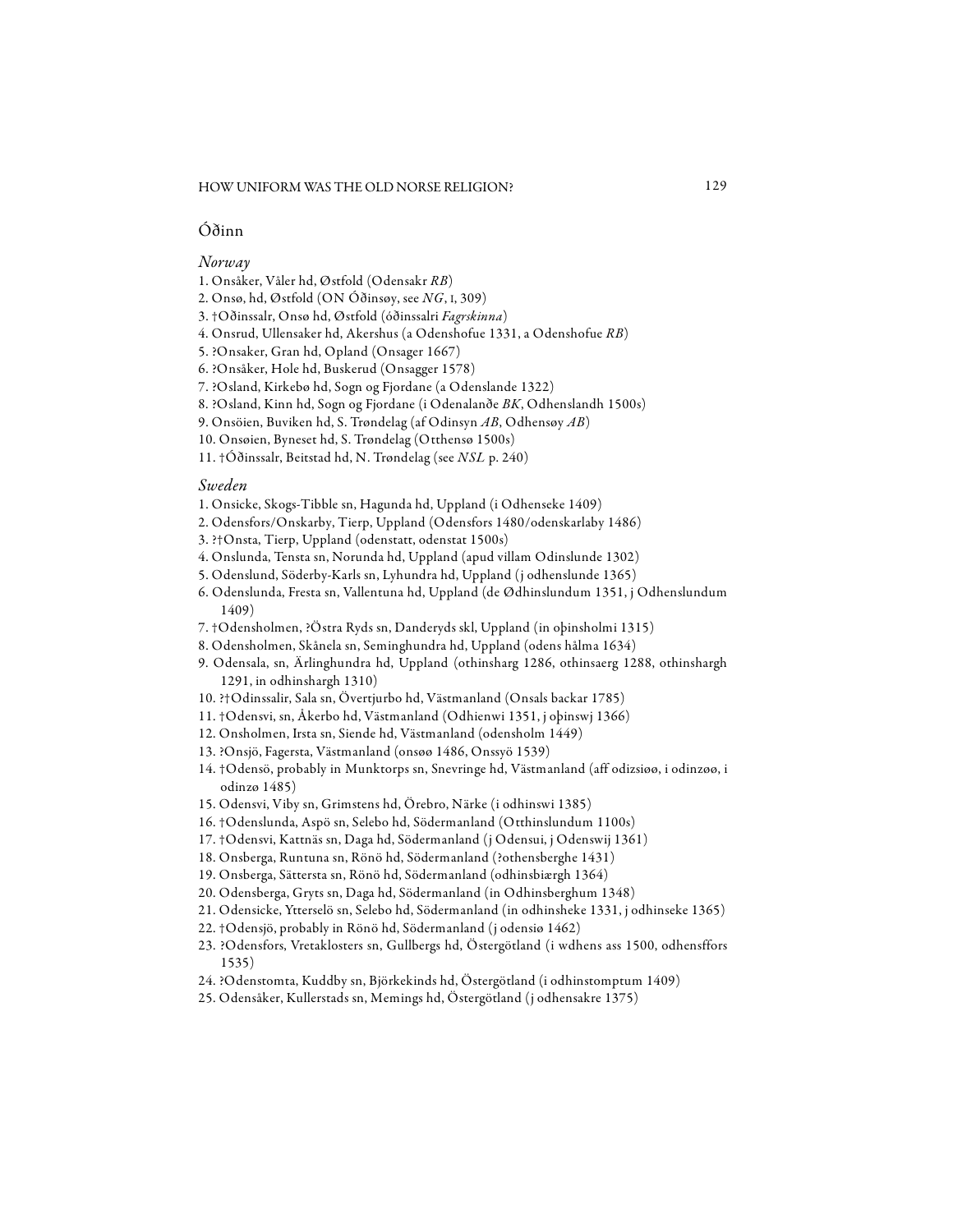## Óðinn

### *Norway*

1. Onsåker, Våler hd, Østfold (Odensakr *RB*)
2. Onsø, hd, Østfold (ON Óðinsøy, see *NG*, I, 309)
3. †Oðinssalr, Onsø hd, Østfold (óðinssalri *Fagrskinna*)
4. Onsrud, Ullensaker hd, Akershus (a Odenshofue 1331, a Odenshofue *RB*)
5. ?Onsaker, Gran hd, Opland (Onsager 1667)
6. ?Onsåker, Hole hd, Buskerud (Onsagger 1578)
7. ?Osland, Kirkebø hd, Sogn og Fjordane (a Odenslande 1322)
8. ?Osland, Kinn hd, Sogn og Fjordane (i Odenalanðe *BK*, Odhenslandh 1500s)
9. Onsöien, Buviken hd, S. Trøndelag (af Odinsyn *AB*, Odhensøy *AB*)
10. Onsøien, Byneset hd, S. Trøndelag (Otthensø 1500s)
11. †Óðinssalr, Beitstad hd, N. Trøndelag (see *NSL* p. 240)

### *Sweden*

1. Onsicke, Skogs-Tibble sn, Hagunda hd, Uppland (i Odhenseke 1409)
2. Odensfors/Onskarby, Tierp, Uppland (Odensfors 1480/odenskarlaby 1486)
3. ?†Onsta, Tierp, Uppland (odenstatt, odenstat 1500s)
4. Onslunda, Tensta sn, Norunda hd, Uppland (apud villam Odinslunde 1302)
5. Odenslund, Söderby-Karls sn, Lyhundra hd, Uppland (j odhenslunde 1365)
6. Odenslunda, Fresta sn, Vallentuna hd, Uppland (de Ødhinslundum 1351, j Odhenslundum 1409)
7. †Odensholmen, ?Östra Ryds sn, Danderyds skl, Uppland (in oþinsholmi 1315)
8. Odensholmen, Skånela sn, Seminghundra hd, Uppland (odens hålma 1634)
9. Odensala, sn, Ärlinghundra hd, Uppland (othinsharg 1286, othinsaerg 1288, othinshargh 1291, in odhinshargh 1310)
10. ?†Odinssalir, Sala sn, Övertjurbo hd, Västmanland (Onsals backar 1785)
11. †Odensvi, sn, Åkerbo hd, Västmanland (Odhienwi 1351, j oþinswj 1366)
12. Onsholmen, Irsta sn, Siende hd, Västmanland (odensholm 1449)
13. ?Onsjö, Fagersta, Västmanland (onsøø 1486, Onssyö 1539)
14. †Odensö, probably in Munktorps sn, Snevringe hd, Västmanland (aff odizsiøø, i odinzøø, i odinzø 1485)
15. Odensvi, Viby sn, Grimstens hd, Örebro, Närke (i odhinswi 1385)
16. †Odenslunda, Aspö sn, Selebo hd, Södermanland (Otthinslundum 1100s)
17. †Odensvi, Kattnäs sn, Daga hd, Södermanland (j Odensui, j Odenswij 1361)
18. Onsberga, Runtuna sn, Rönö hd, Södermanland (?othensberghe 1431)
19. Onsberga, Sättersta sn, Rönö hd, Södermanland (odhinsbiærgh 1364)
20. Odensberga, Gryts sn, Daga hd, Södermanland (in Odhinsberghum 1348)
21. Odensicke, Ytterselö sn, Selebo hd, Södermanland (in odhinsheke 1331, j odhinseke 1365)
22. †Odensjö, probably in Rönö hd, Södermanland (j odensiø 1462)
23. ?Odensfors, Vretaklosters sn, Gullbergs hd, Östergötland (i wdhens ass 1500, odhensffors 1535)
24. ?Odenstomta, Kuddby sn, Björkekinds hd, Östergötland (i odhinstomptum 1409)
25. Odensåker, Kullerstads sn, Memings hd, Östergötland (j odhensakre 1375)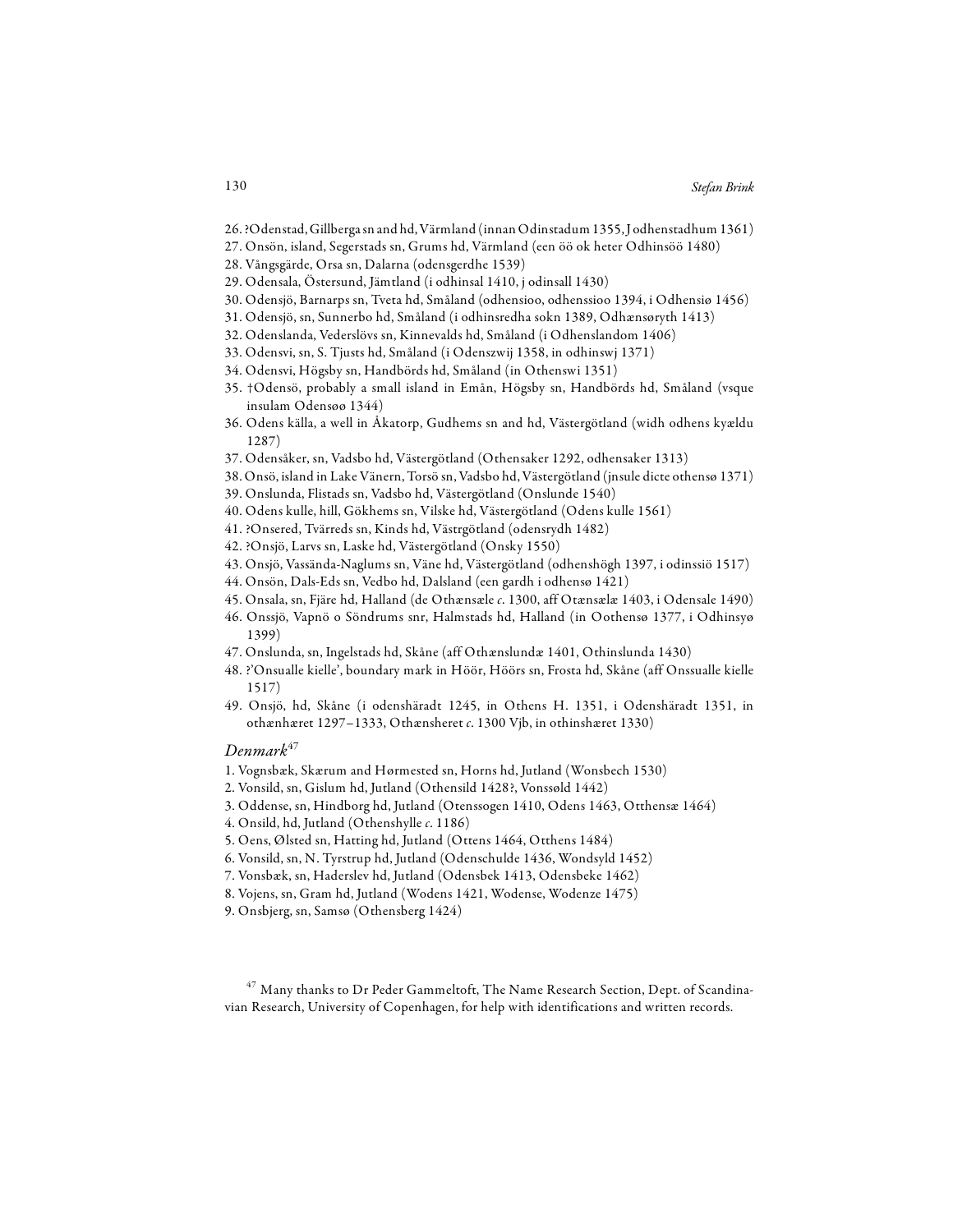26. ?Odenstad, Gillberga sn and hd, Värmland (innan Odinstadum 1355, J odhenstadhum 1361)
27. Onsön, island, Segerstads sn, Grums hd, Värmland (een öö ok heter Odhinsöö 1480)
28. Vångsgärde, Orsa sn, Dalarna (odensgerdhe 1539)
29. Odensala, Östersund, Jämtland (i odhinsal 1410, j odinsall 1430)
30. Odensjö, Barnarps sn, Tveta hd, Småland (odhensioo, odhenssioo 1394, i Odhensiø 1456)
31. Odensjö, sn, Sunnerbo hd, Småland (i odhinsredha sokn 1389, Odhænsøryth 1413)
32. Odenslanda, Vederslövs sn, Kinnevalds hd, Småland (i Odhenslandom 1406)
33. Odensvi, sn, S. Tjusts hd, Småland (i Odenszwij 1358, in odhinswj 1371)
34. Odensvi, Högsby sn, Handbörds hd, Småland (in Othenswi 1351)
35. †Odensö, probably a small island in Emån, Högsby sn, Handbörds hd, Småland (vsque insulam Odensøø 1344)
36. Odens källa, a well in Åkatorp, Gudhems sn and hd, Västergötland (widh odhens kyældu 1287)
37. Odensåker, sn, Vadsbo hd, Västergötland (Othensaker 1292, odhensaker 1313)
38. Onsö, island in Lake Vänern, Torsö sn, Vadsbo hd, Västergötland (jnsule dicte othensø 1371)
39. Onslunda, Flistads sn, Vadsbo hd, Västergötland (Onslunde 1540)
40. Odens kulle, hill, Gökhems sn, Vilske hd, Västergötland (Odens kulle 1561)
41. ?Onsered, Tvärreds sn, Kinds hd, Västrgötland (odensrydh 1482)
42. ?Onsjö, Larvs sn, Laske hd, Västergötland (Onsky 1550)
43. Onsjö, Vassända-Naglums sn, Väne hd, Västergötland (odhenshögh 1397, i odinssiö 1517)
44. Onsön, Dals-Eds sn, Vedbo hd, Dalsland (een gardh i odhensø 1421)
45. Onsala, sn, Fjäre hd, Halland (de Othænsæle *c*. 1300, aff Otænsælæ 1403, i Odensale 1490)
46. Onssjö, Vapnö o Söndrums snr, Halmstads hd, Halland (in Oothensø 1377, i Odhinsyø 1399)
47. Onslunda, sn, Ingelstads hd, Skåne (aff Othænslundæ 1401, Othinslunda 1430)
48. ?'Onsualle kielle', boundary mark in Höör, Höörs sn, Frosta hd, Skåne (aff Onssualle kielle 1517)
49. Onsjö, hd, Skåne (i odenshäradt 1245, in Othens H. 1351, i Odenshäradt 1351, in othænhæret 1297–1333, Othænsheret *c*. 1300 Vjb, in othinshæret 1330)

### *Denmark*[47]

1. Vognsbæk, Skærum and Hørmested sn, Horns hd, Jutland (Wonsbech 1530)
2. Vonsild, sn, Gislum hd, Jutland (Othensild 1428?, Vonssøld 1442)
3. Oddense, sn, Hindborg hd, Jutland (Otenssogen 1410, Odens 1463, Otthensæ 1464)
4. Onsild, hd, Jutland (Othenshylle *c*. 1186)
5. Oens, Ølsted sn, Hatting hd, Jutland (Ottens 1464, Otthens 1484)
6. Vonsild, sn, N. Tyrstrup hd, Jutland (Odenschulde 1436, Wondsyld 1452)
7. Vonsbæk, sn, Haderslev hd, Jutland (Odensbek 1413, Odensbeke 1462)
8. Vojens, sn, Gram hd, Jutland (Wodens 1421, Wodense, Wodenze 1475)
9. Onsbjerg, sn, Samsø (Othensberg 1424)

[47] Many thanks to Dr Peder Gammeltoft, The Name Research Section, Dept. of Scandinavian Research, University of Copenhagen, for help with identifications and written records.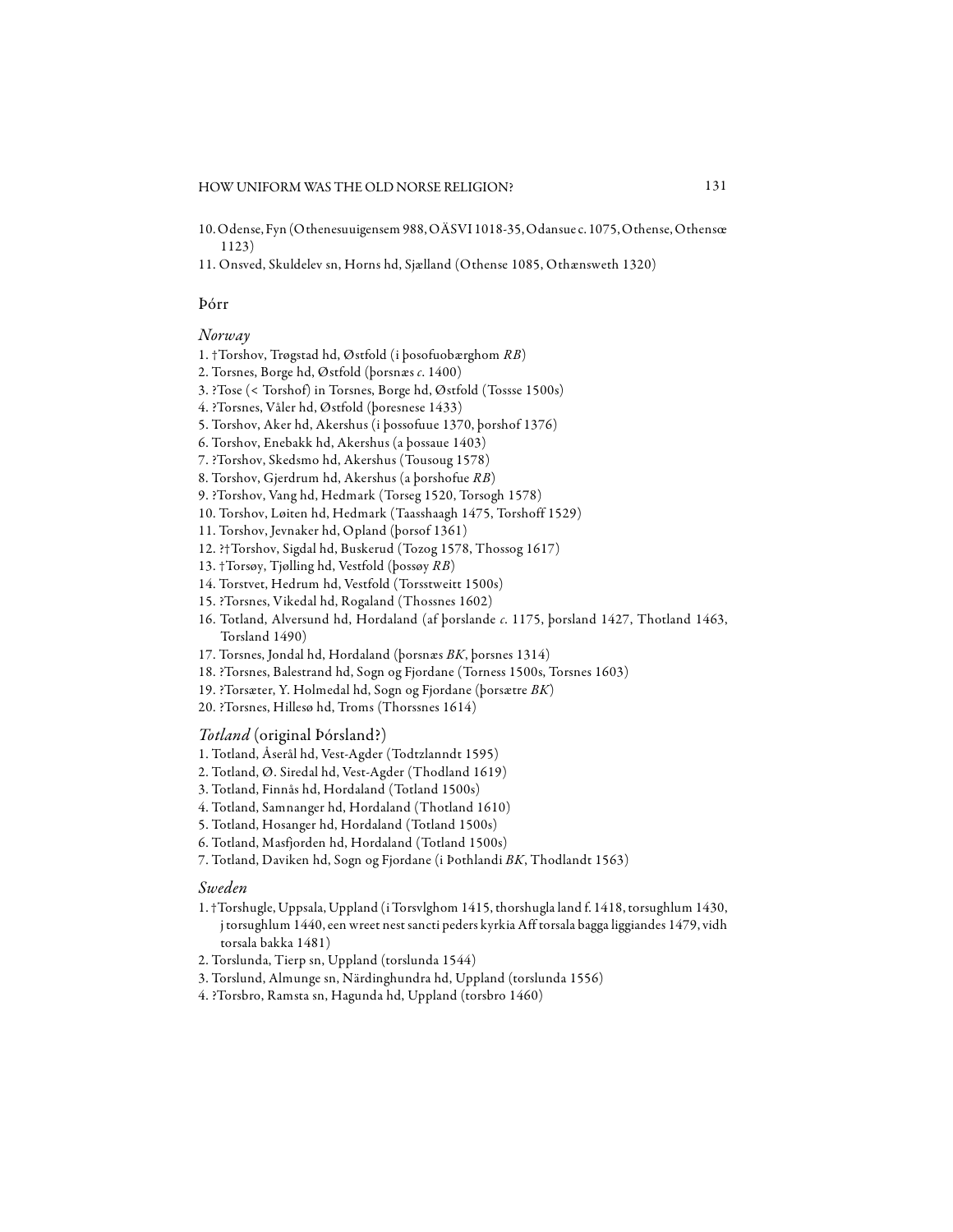10. Odense, Fyn (Othenesuuigensem 988, OÄSVI 1018-35, Odansue c. 1075, Othense, Othensœ 1123)
11. Onsved, Skuldelev sn, Horns hd, Sjælland (Othense 1085, Othænsweth 1320)

## Þórr

### *Norway*

1. †Torshov, Trøgstad hd, Østfold (i þosofuobærghom *RB*)
2. Torsnes, Borge hd, Østfold (þorsnæs *c.* 1400)
3. ?Tose (< Torshof) in Torsnes, Borge hd, Østfold (Tossse 1500s)
4. ?Torsnes, Våler hd, Østfold (þoresnese 1433)
5. Torshov, Aker hd, Akershus (i þossofuue 1370, þorshof 1376)
6. Torshov, Enebakk hd, Akershus (a þossaue 1403)
7. ?Torshov, Skedsmo hd, Akershus (Tousoug 1578)
8. Torshov, Gjerdrum hd, Akershus (a þorshofue *RB*)
9. ?Torshov, Vang hd, Hedmark (Torseg 1520, Torsogh 1578)
10. Torshov, Løiten hd, Hedmark (Taasshaagh 1475, Torshoff 1529)
11. Torshov, Jevnaker hd, Opland (þorsof 1361)
12. ?†Torshov, Sigdal hd, Buskerud (Tozog 1578, Thossog 1617)
13. †Torsøy, Tjølling hd, Vestfold (þossøy *RB*)
14. Torstvet, Hedrum hd, Vestfold (Torsstweitt 1500s)
15. ?Torsnes, Vikedal hd, Rogaland (Thossnes 1602)
16. Totland, Alversund hd, Hordaland (af þorslande *c.* 1175, þorsland 1427, Thotland 1463, Torsland 1490)
17. Torsnes, Jondal hd, Hordaland (þorsnæs *BK*, þorsnes 1314)
18. ?Torsnes, Balestrand hd, Sogn og Fjordane (Torness 1500s, Torsnes 1603)
19. ?Torsæter, Y. Holmedal hd, Sogn og Fjordane (þorsætre *BK*)
20. ?Torsnes, Hillesø hd, Troms (Thorssnes 1614)

### *Totland* (original Þórsland?)

1. Totland, Åserål hd, Vest-Agder (Todtzlanndt 1595)
2. Totland, Ø. Siredal hd, Vest-Agder (Thodland 1619)
3. Totland, Finnås hd, Hordaland (Totland 1500s)
4. Totland, Samnanger hd, Hordaland (Thotland 1610)
5. Totland, Hosanger hd, Hordaland (Totland 1500s)
6. Totland, Masfjorden hd, Hordaland (Totland 1500s)
7. Totland, Daviken hd, Sogn og Fjordane (i Þothlandi *BK*, Thodlandt 1563)

### *Sweden*

1. †Torshugle, Uppsala, Uppland (i Torsvlghom 1415, thorshugla land f. 1418, torsughlum 1430, j torsughlum 1440, een wreet nest sancti peders kyrkia Aff torsala bagga liggiandes 1479, vidh torsala bakka 1481)
2. Torslunda, Tierp sn, Uppland (torslunda 1544)
3. Torslund, Almunge sn, Närdinghundra hd, Uppland (torslunda 1556)
4. ?Torsbro, Ramsta sn, Hagunda hd, Uppland (torsbro 1460)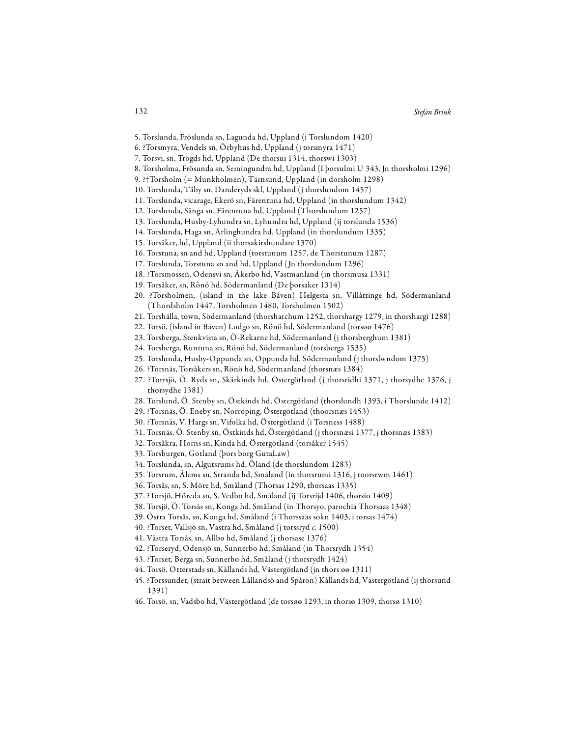5. Torslunda, Fröslunda sn, Lagunda hd, Uppland (i Torslundom 1420)
6. ?Torsmyra, Vendels sn, Örbyhus hd, Uppland (j torsmyra 1471)
7. Torsvi, sn, Trögds hd, Uppland (De thorsui 1314, thorswi 1303)
8. Torsholma, Frösunda sn, Semingundra hd, Uppland (I þorsulmi U 343, Jn thorsholmi 1296)
9. ?†Torsholm (= Munkholmen), Tärnsund, Uppland (in dorsholm 1298)
10. Torslunda, Täby sn, Danderyds skl, Uppland (j thorslundom 1457)
11. Torslunda, vicarage, Ekerö sn, Färentuna hd, Uppland (in thorslundum 1342)
12. Torslunda, Sånga sn, Färentuna hd, Uppland (Thorslundum 1257)
13. Torslunda, Husby-Lyhundra sn, Lyhundra hd, Uppland (ij torslunda 1536)
14. Torslunda, Haga sn, Ärlinghundra hd, Uppland (in thorslundum 1335)
15. Torsåker, hd, Uppland (ii thorsakirshundare 1370)
16. Torstuna, sn and hd, Uppland (torstunum 1257, de Thorstunum 1287)
17. Torslunda, Torstuna sn and hd, Uppland (Jn thorslundum 1296)
18. ?Torsmossen, Odensvi sn, Åkerbo hd, Västmanland (in thorsmusa 1331)
19. Torsåker, sn, Rönö hd, Södermanland (De þorsaker 1314)
20. ?Torsholmen, (island in the lake Båven) Helgesta sn, Villåttinge hd, Södermanland (Thordsholm 1447, Torsholmen 1480, Torsholmen 1502)
21. Torshälla, town, Södermanland (thorsharchum 1252, thorshargy 1279, in thorshargi 1288)
22. Torsö, (island in Båven) Ludgo sn, Rönö hd, Södermanland (torsøø 1476)
23. Torsberga, Stenkvista sn, Ö-Rekarne hd, Södermanland (j thorsberghum 1381)
24. Torsberga, Runtuna sn, Rönö hd, Södermanland (torsberga 1535)
25. Torslunda, Husby-Oppunda sn, Oppunda hd, Södermanland (j thorslwndom 1375)
26. ?Torsnäs, Torsåkers sn, Rönö hd, Södermanland (thorsnæs 1384)
27. ?Torrsjö, Ö. Ryds sn, Skärkinds hd, Östergötland (j thorsridhi 1371, j thorsydhe 1376, j thorsydhe 1381)
28. Torslund, Ö. Stenby sn, Östkinds hd, Östergötland (thorslundh 1393, i Thorslunde 1412)
29. ?Torsnäs, Ö. Eneby sn, Norröping, Östergötland (thoorsnæs 1453)
30. ?Torsnäs, V. Hargs sn, Vifolka hd, Östergötland (i Torsness 1488)
31. Torsnäs, Ö. Stenby sn, Östkinds hd, Östergötland (j thorsnæsi 1377, j thorsnæs 1383)
32. Torsåkra, Horns sn, Kinda hd, Östergötland (torsåker 1545)
33. Torsburgen, Gotland (þors borg GutaLaw)
34. Torslunda, sn, Algutsrums hd, Öland (de thorslundom 1283)
35. Torsrum, Ålems sn, Stranda hd, Småland (in thorsrumi 1316, j toorsrwm 1461)
36. Torsås, sn, S. Möre hd, Småland (Thorsas 1290, thorsaas 1335)
37. ?Torsjö, Höreda sn, S. Vedbo hd, Småland (ij Torsrijd 1406, thørsio 1409)
38. Torsjö, Ö. Torsås sn, Konga hd, Småland (in Thorsyo, parochia Thorsaas 1348)
39. Östra Torsås, sn, Konga hd, Småland (i Thorssaas sokn 1403, i torsas 1474)
40. ?Torset, Vallsjö sn, Västra hd, Småland (j torssryd *c.* 1500)
41. Västra Torsås, sn, Allbo hd, Småland (j thorsase 1376)
42. ?Torseryd, Odensjö sn, Sunnerbo hd, Småland (in Thorsrydh 1354)
43. ?Torset, Berga sn, Sunnerbo hd, Småland (j thorsrydh 1424)
44. Torsö, Otterstads sn, Kållands hd, Västergötland (jn thors øø 1311)
45. ?Torssundet, (strait between Lållandsö and Spårön) Kållands hd, Västergötland (ij thorsund 1391)
46. Torsö, sn, Vadsbo hd, Västergötland (de torsøø 1293, in thorsø 1309, thorsø 1310)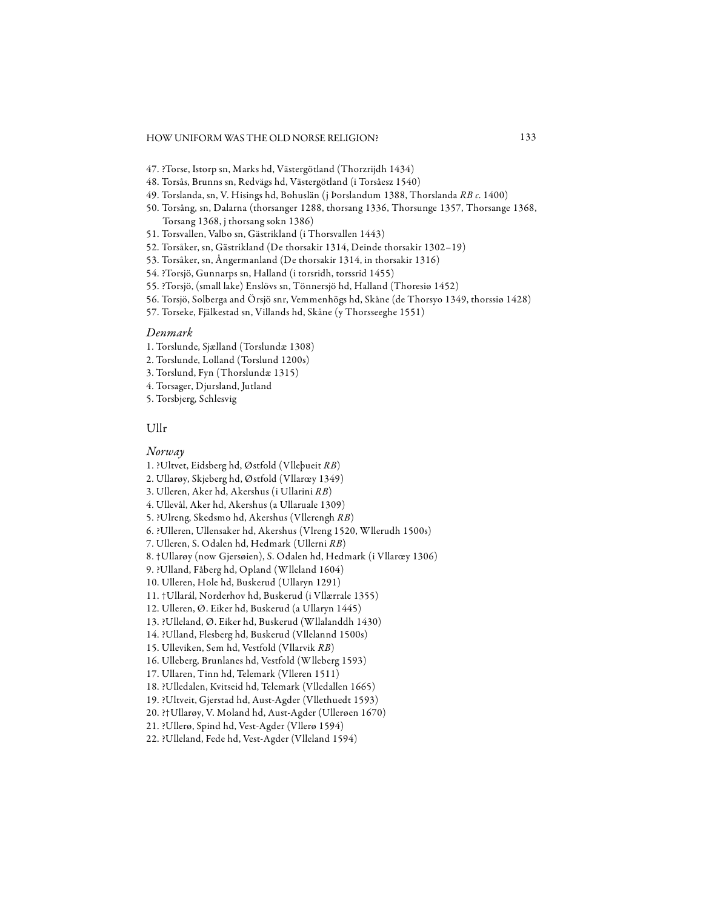47. ?Torse, Istorp sn, Marks hd, Västergötland (Thorzrijdh 1434)
48. Torsås, Brunns sn, Redvägs hd, Västergötland (i Torsåesz 1540)
49. Torslanda, sn, V. Hisings hd, Bohuslän (j Þorslandum 1388, Thorslanda *RB c.* 1400)
50. Torsång, sn, Dalarna (thorsanger 1288, thorsang 1336, Thorsunge 1357, Thorsange 1368, Torsang 1368, j thorsang sokn 1386)
51. Torsvallen, Valbo sn, Gästrikland (i Thorsvallen 1443)
52. Torsåker, sn, Gästrikland (De thorsakir 1314, Deinde thorsakir 1302–19)
53. Torsåker, sn, Ångermanland (De thorsakir 1314, in thorsakir 1316)
54. ?Torsjö, Gunnarps sn, Halland (i torsridh, torssrid 1455)
55. ?Torsjö, (small lake) Enslövs sn, Tönnersjö hd, Halland (Thoresiø 1452)
56. Torsjö, Solberga and Örsjö snr, Vemmenhögs hd, Skåne (de Thorsyo 1349, thorssiø 1428)
57. Torseke, Fjälkestad sn, Villands hd, Skåne (y Thorsseeghe 1551)

### *Denmark*

1. Torslunde, Sjælland (Torslundæ 1308)
2. Torslunde, Lolland (Torslund 1200s)
3. Torslund, Fyn (Thorslundæ 1315)
4. Torsager, Djursland, Jutland
5. Torsbjerg, Schlesvig

## Ullr

### *Norway*

1. ?Ultvet, Eidsberg hd, Østfold (Vlleþueit *RB*)
2. Ullarøy, Skjeberg hd, Østfold (Vllarœy 1349)
3. Ulleren, Aker hd, Akershus (i Ullarini *RB*)
4. Ullevål, Aker hd, Akershus (a Ullaruale 1309)
5. ?Ulreng, Skedsmo hd, Akershus (Vllerengh *RB*)
6. ?Ulleren, Ullensaker hd, Akershus (Vlreng 1520, Wllerudh 1500s)
7. Ulleren, S. Odalen hd, Hedmark (Ullerni *RB*)
8. †Ullarøy (now Gjersøien), S. Odalen hd, Hedmark (i Vllarœy 1306)
9. ?Ulland, Fåberg hd, Opland (Wlleland 1604)
10. Ulleren, Hole hd, Buskerud (Ullaryn 1291)
11. †Ullarál, Norderhov hd, Buskerud (i Vllærrale 1355)
12. Ulleren, Ø. Eiker hd, Buskerud (a Ullaryn 1445)
13. ?Ulleland, Ø. Eiker hd, Buskerud (Wllalanddh 1430)
14. ?Ulland, Flesberg hd, Buskerud (Vllelannd 1500s)
15. Ulleviken, Sem hd, Vestfold (Vllarvik *RB*)
16. Ulleberg, Brunlanes hd, Vestfold (Wlleberg 1593)
17. Ullaren, Tinn hd, Telemark (Vlleren 1511)
18. ?Ulledalen, Kvitseid hd, Telemark (Vlledallen 1665)
19. ?Ultveit, Gjerstad hd, Aust-Agder (Vllethuedt 1593)
20. ?†Ullarøy, V. Moland hd, Aust-Agder (Ullerøen 1670)
21. ?Ullerø, Spind hd, Vest-Agder (Vllerø 1594)
22. ?Ulleland, Fede hd, Vest-Agder (Vlleland 1594)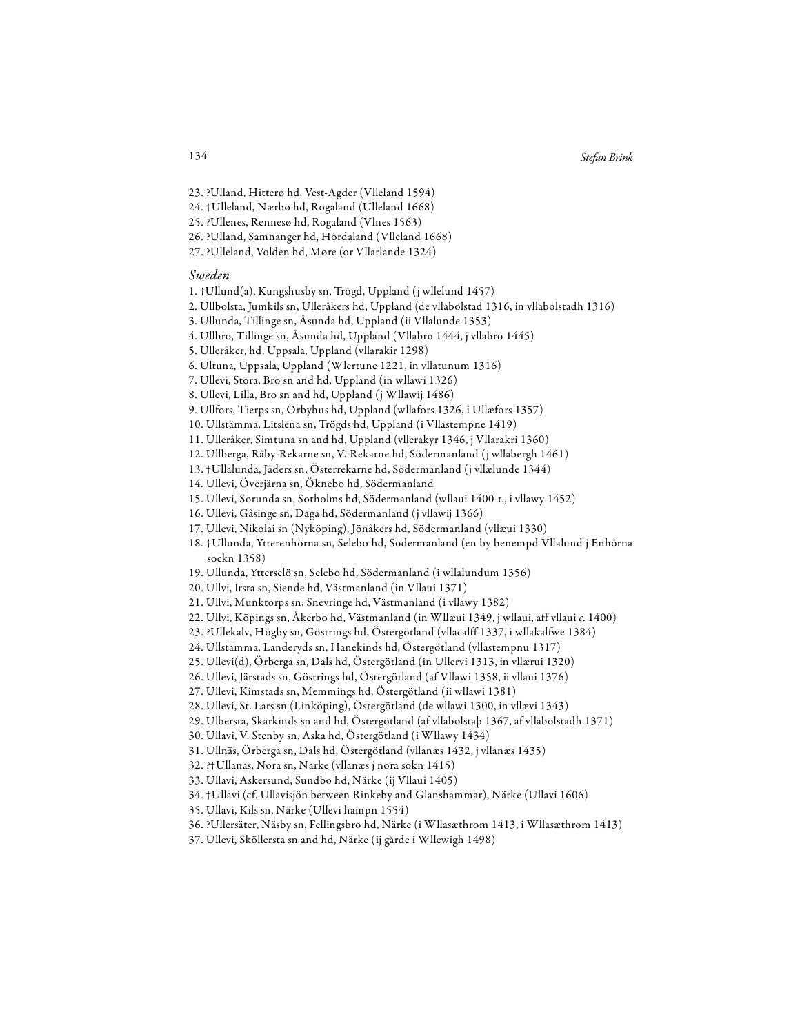23. ?Ulland, Hitterø hd, Vest-Agder (Vlleland 1594)
24. †Ulleland, Nærbø hd, Rogaland (Ulleland 1668)
25. ?Ullenes, Rennesø hd, Rogaland (Vlnes 1563)
26. ?Ulland, Samnanger hd, Hordaland (Vlleland 1668)
27. ?Ulleland, Volden hd, Møre (or Vllarlande 1324)

*Sweden*

1. †Ullund(a), Kungshusby sn, Trögd, Uppland (j wllelund 1457)
2. Ullbolsta, Jumkils sn, Ulleråkers hd, Uppland (de vllabolstad 1316, in vllabolstadh 1316)
3. Ullunda, Tillinge sn, Åsunda hd, Uppland (ii Vllalunde 1353)
4. Ullbro, Tillinge sn, Åsunda hd, Uppland (Vllabro 1444, j vllabro 1445)
5. Ulleråker, hd, Uppsala, Uppland (vllarakir 1298)
6. Ultuna, Uppsala, Uppland (Wlertune 1221, in vllatunum 1316)
7. Ullevi, Stora, Bro sn and hd, Uppland (in wllawi 1326)
8. Ullevi, Lilla, Bro sn and hd, Uppland (j Wllawij 1486)
9. Ullfors, Tierps sn, Örbyhus hd, Uppland (wllafors 1326, i Ullæfors 1357)
10. Ullstämma, Litslena sn, Trögds hd, Uppland (i Vllastempne 1419)
11. Ulleråker, Simtuna sn and hd, Uppland (vllerakyr 1346, j Vllarakri 1360)
12. Ullberga, Råby-Rekarne sn, V.-Rekarne hd, Södermanland (j wllabergh 1461)
13. †Ullalunda, Jäders sn, Österrekarne hd, Södermanland (j vllælunde 1344)
14. Ullevi, Överjärna sn, Öknebo hd, Södermanland
15. Ullevi, Sorunda sn, Sotholms hd, Södermanland (wllaui 1400-t., i vllawy 1452)
16. Ullevi, Gåsinge sn, Daga hd, Södermanland (j vllawij 1366)
17. Ullevi, Nikolai sn (Nyköping), Jönåkers hd, Södermanland (vllæui 1330)
18. †Ullunda, Ytterenhörna sn, Selebo hd, Södermanland (en by benempd Vllalund j Enhörna sockn 1358)
19. Ullunda, Ytterselö sn, Selebo hd, Södermanland (i wllalundum 1356)
20. Ullvi, Irsta sn, Siende hd, Västmanland (in Vllaui 1371)
21. Ullvi, Munktorps sn, Snevringe hd, Västmanland (i vllawy 1382)
22. Ullvi, Köpings sn, Åkerbo hd, Västmanland (in Wllæui 1349, j wllaui, aff vllaui *c.* 1400)
23. ?Ullekalv, Högby sn, Göstrings hd, Östergötland (vllacalff 1337, i wllakalfwe 1384)
24. Ullstämma, Landeryds sn, Hanekinds hd, Östergötland (vllastempnu 1317)
25. Ullevi(d), Örberga sn, Dals hd, Östergötland (in Ullervi 1313, in vllærui 1320)
26. Ullevi, Järstads sn, Göstrings hd, Östergötland (af Vllawi 1358, ii vllaui 1376)
27. Ullevi, Kimstads sn, Memmings hd, Östergötland (ii wllawi 1381)
28. Ullevi, St. Lars sn (Linköping), Östergötland (de wllawi 1300, in vllævi 1343)
29. Ulbersta, Skärkinds sn and hd, Östergötland (af vllabolstaþ 1367, af vllabolstadh 1371)
30. Ullavi, V. Stenby sn, Aska hd, Östergötland (i Wllawy 1434)
31. Ullnäs, Örberga sn, Dals hd, Östergötland (vllanæs 1432, j vllanæs 1435)
32. ?†Ullanäs, Nora sn, Närke (vllanæs j nora sokn 1415)
33. Ullavi, Askersund, Sundbo hd, Närke (ij Vllaui 1405)
34. †Ullavi (cf. Ullavisjön between Rinkeby and Glanshammar), Närke (Ullavi 1606)
35. Ullavi, Kils sn, Närke (Ullevi hampn 1554)
36. ?Ullersäter, Näsby sn, Fellingsbro hd, Närke (i Wllasæthrom 1413, i Wllasæthrom 1413)
37. Ullevi, Sköllersta sn and hd, Närke (ij gårde i Wllewigh 1498)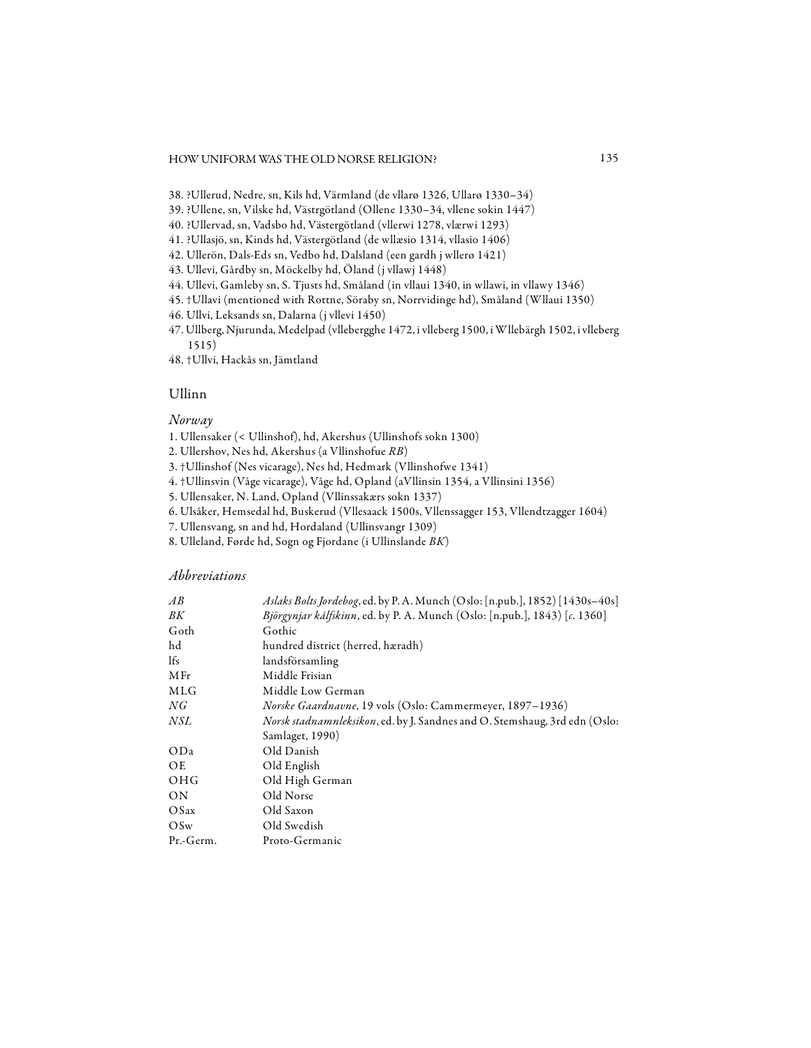38. ?Ullerud, Nedre, sn, Kils hd, Värmland (de vllarø 1326, Ullarø 1330–34)
39. ?Ullene, sn, Vilske hd, Västrgötland (Ollene 1330–34, vllene sokin 1447)
40. ?Ullervad, sn, Vadsbo hd, Västergötland (vllerwi 1278, vlærwi 1293)
41. ?Ullasjö, sn, Kinds hd, Västergötland (de wllæsio 1314, vllasio 1406)
42. Ullerön, Dals-Eds sn, Vedbo hd, Dalsland (een gardh j wllerø 1421)
43. Ullevi, Gårdby sn, Möckelby hd, Öland (j vllawj 1448)
44. Ullevi, Gamleby sn, S. Tjusts hd, Småland (in vllaui 1340, in wllawi, in vllawy 1346)
45. †Ullavi (mentioned with Rottne, Söraby sn, Norrvidinge hd), Småland (Wllaui 1350)
46. Ullvi, Leksands sn, Dalarna (j vllevi 1450)
47. Ullberg, Njurunda, Medelpad (vlleberggbe 1472, i vlleberg 1500, i Wllebärgh 1502, i vlleberg 1515)
48. †Ullvi, Hackås sn, Jämtland

## Ullinn

### *Norway*

1. Ullensaker (< Ullinshof), hd, Akershus (Ullinshofs sokn 1300)
2. Ullershov, Nes hd, Akershus (a Vllinshofue *RB*)
3. †Ullinshof (Nes vicarage), Nes hd, Hedmark (Vllinshofwe 1341)
4. †Ullinsvin (Våge vicarage), Våge hd, Opland (aVllinsin 1354, a Vllinsini 1356)
5. Ullensaker, N. Land, Opland (Vllinssakærs sokn 1337)
6. Ulsåker, Hemsedal hd, Buskerud (Vllesaack 1500s, Vllenssagger 153, Vllendtzagger 1604)
7. Ullensvang, sn and hd, Hordaland (Ullinsvangr 1309)
8. Ulleland, Førde hd, Sogn og Fjordane (i Ullinslande *BK*)

### *Abbreviations*

| | |
|---|---|
| *AB* | *Aslaks Bolts Jordebog*, ed. by P. A. Munch (Oslo: [n.pub.], 1852) [1430s–40s] |
| *BK* | *Björgynjar kálfskinn*, ed. by P. A. Munch (Oslo: [n.pub.], 1843) [*c.* 1360] |
| Goth | Gothic |
| hd | hundred district (herred, hæradh) |
| lfs | landsförsamling |
| MFr | Middle Frisian |
| MLG | Middle Low German |
| *NG* | *Norske Gaardnavne*, 19 vols (Oslo: Cammermeyer, 1897–1936) |
| *NSL* | *Norsk stadnamnleksikon*, ed. by J. Sandnes and O. Stemshaug, 3rd edn (Oslo: Samlaget, 1990) |
| ODa | Old Danish |
| OE | Old English |
| OHG | Old High German |
| ON | Old Norse |
| OSax | Old Saxon |
| OSw | Old Swedish |
| Pr.-Germ. | Proto-Germanic |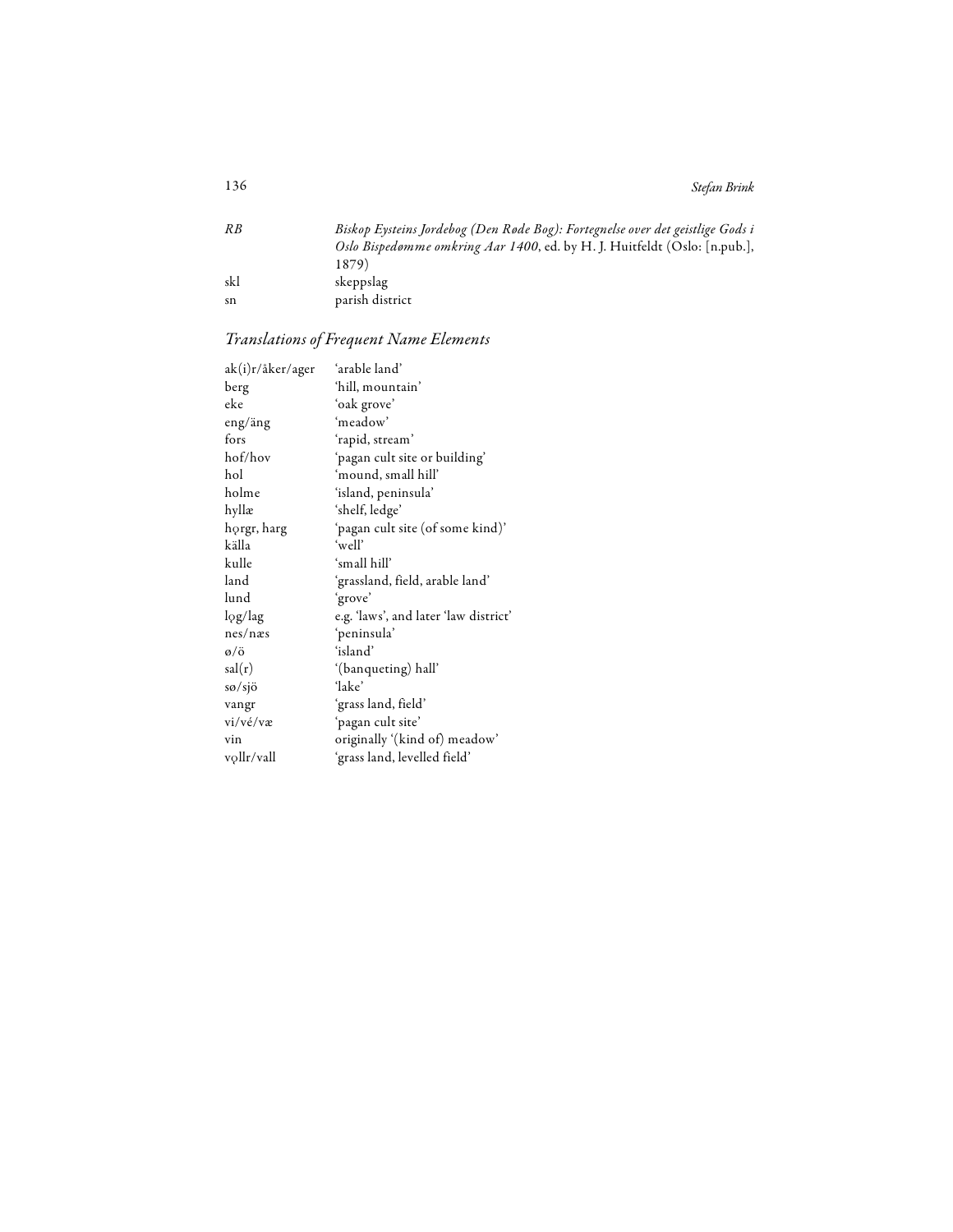| | |
|---|---|
| *RB* | *Biskop Eysteins Jordebog (Den Røde Bog): Fortegnelse over det geistlige Gods i Oslo Bispedømme omkring Aar 1400*, ed. by H. J. Huitfeldt (Oslo: [n.pub.], 1879) |
| skl | skeppslag |
| sn | parish district |

## *Translations of Frequent Name Elements*

| | |
|---|---|
| ak(i)r/åker/ager | 'arable land' |
| berg | 'hill, mountain' |
| eke | 'oak grove' |
| eng/äng | 'meadow' |
| fors | 'rapid, stream' |
| hof/hov | 'pagan cult site or building' |
| hol | 'mound, small hill' |
| holme | 'island, peninsula' |
| hyllæ | 'shelf, ledge' |
| hǫrgr, harg | 'pagan cult site (of some kind)' |
| källa | 'well' |
| kulle | 'small hill' |
| land | 'grassland, field, arable land' |
| lund | 'grove' |
| lǫg/lag | e.g. 'laws', and later 'law district' |
| nes/næs | 'peninsula' |
| ø/ö | 'island' |
| sal(r) | '(banqueting) hall' |
| sø/sjö | 'lake' |
| vangr | 'grass land, field' |
| vi/vé/væ | 'pagan cult site' |
| vin | originally '(kind of) meadow' |
| vǫllr/vall | 'grass land, levelled field' |